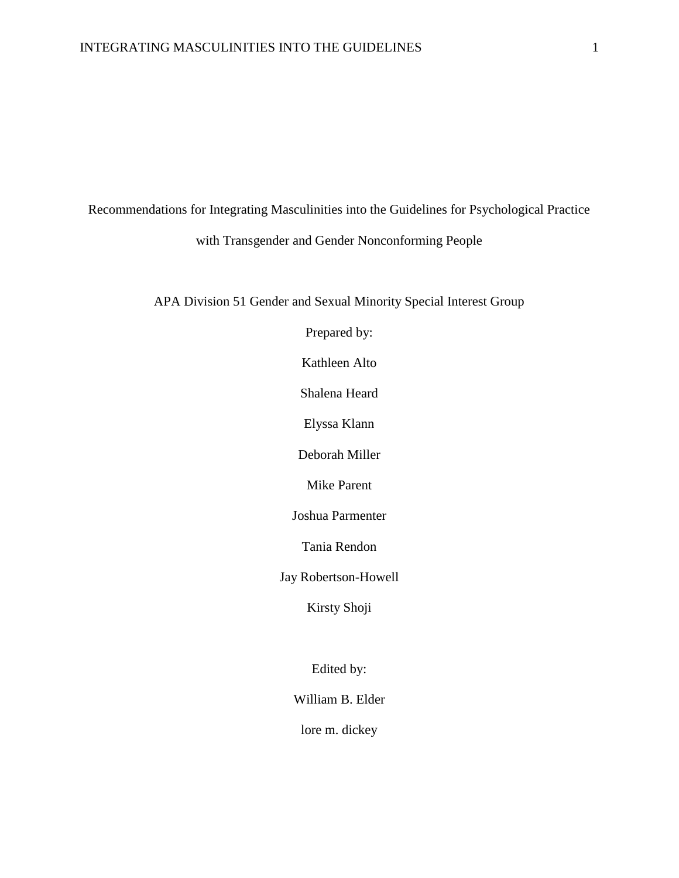# Recommendations for Integrating Masculinities into the Guidelines for Psychological Practice with Transgender and Gender Nonconforming People

APA Division 51 Gender and Sexual Minority Special Interest Group

Prepared by:

Kathleen Alto

Shalena Heard

Elyssa Klann

Deborah Miller

Mike Parent

Joshua Parmenter

Tania Rendon

Jay Robertson-Howell

Kirsty Shoji

Edited by:

William B. Elder

lore m. dickey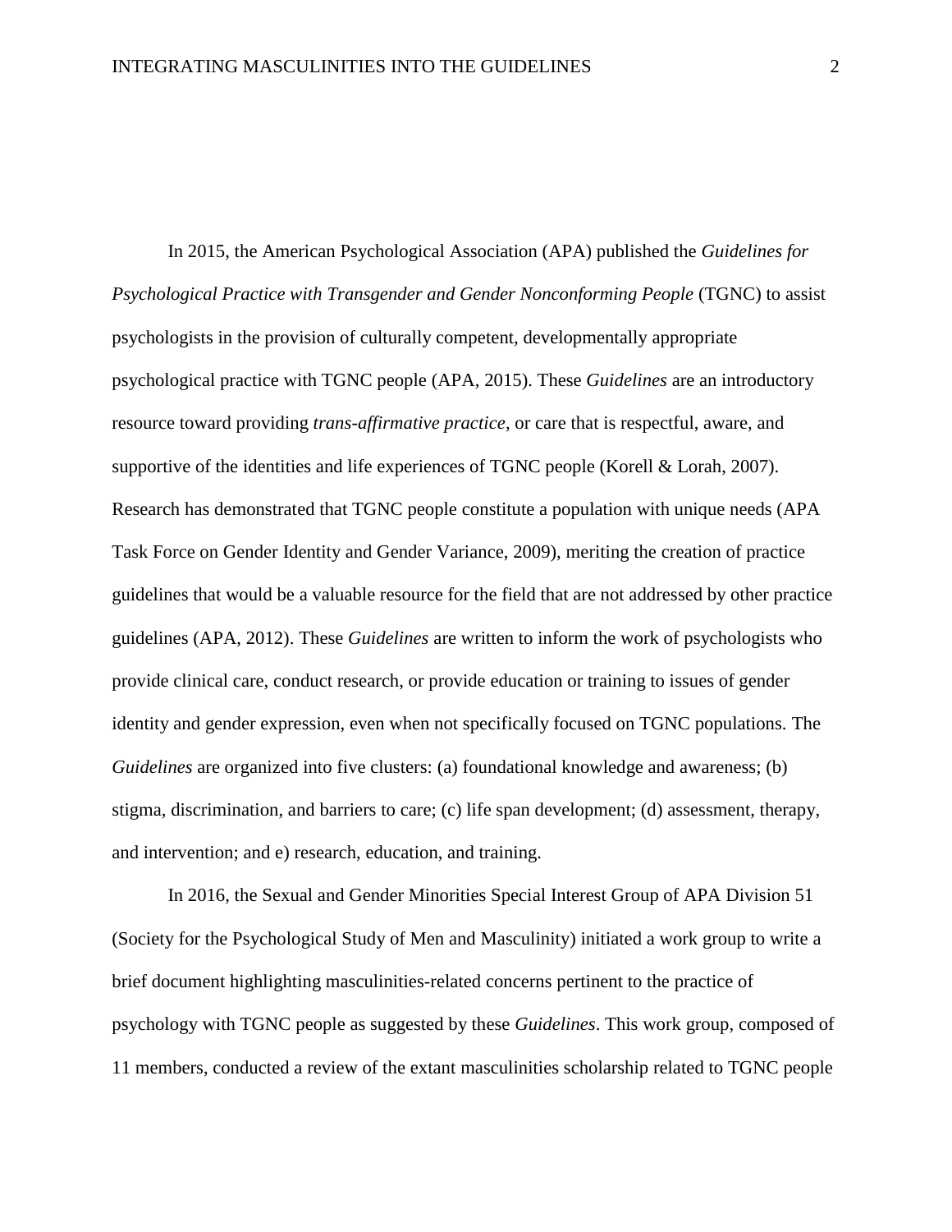In 2015, the American Psychological Association (APA) published the *Guidelines for Psychological Practice with Transgender and Gender Nonconforming People* (TGNC) to assist psychologists in the provision of culturally competent, developmentally appropriate psychological practice with TGNC people (APA, 2015). These *Guidelines* are an introductory resource toward providing *trans-affirmative practice*, or care that is respectful, aware, and supportive of the identities and life experiences of TGNC people (Korell & Lorah, 2007). Research has demonstrated that TGNC people constitute a population with unique needs (APA Task Force on Gender Identity and Gender Variance, 2009), meriting the creation of practice guidelines that would be a valuable resource for the field that are not addressed by other practice guidelines (APA, 2012). These *Guidelines* are written to inform the work of psychologists who provide clinical care, conduct research, or provide education or training to issues of gender identity and gender expression, even when not specifically focused on TGNC populations. The *Guidelines* are organized into five clusters: (a) foundational knowledge and awareness; (b) stigma, discrimination, and barriers to care; (c) life span development; (d) assessment, therapy, and intervention; and e) research, education, and training.

In 2016, the Sexual and Gender Minorities Special Interest Group of APA Division 51 (Society for the Psychological Study of Men and Masculinity) initiated a work group to write a brief document highlighting masculinities-related concerns pertinent to the practice of psychology with TGNC people as suggested by these *Guidelines*. This work group, composed of 11 members, conducted a review of the extant masculinities scholarship related to TGNC people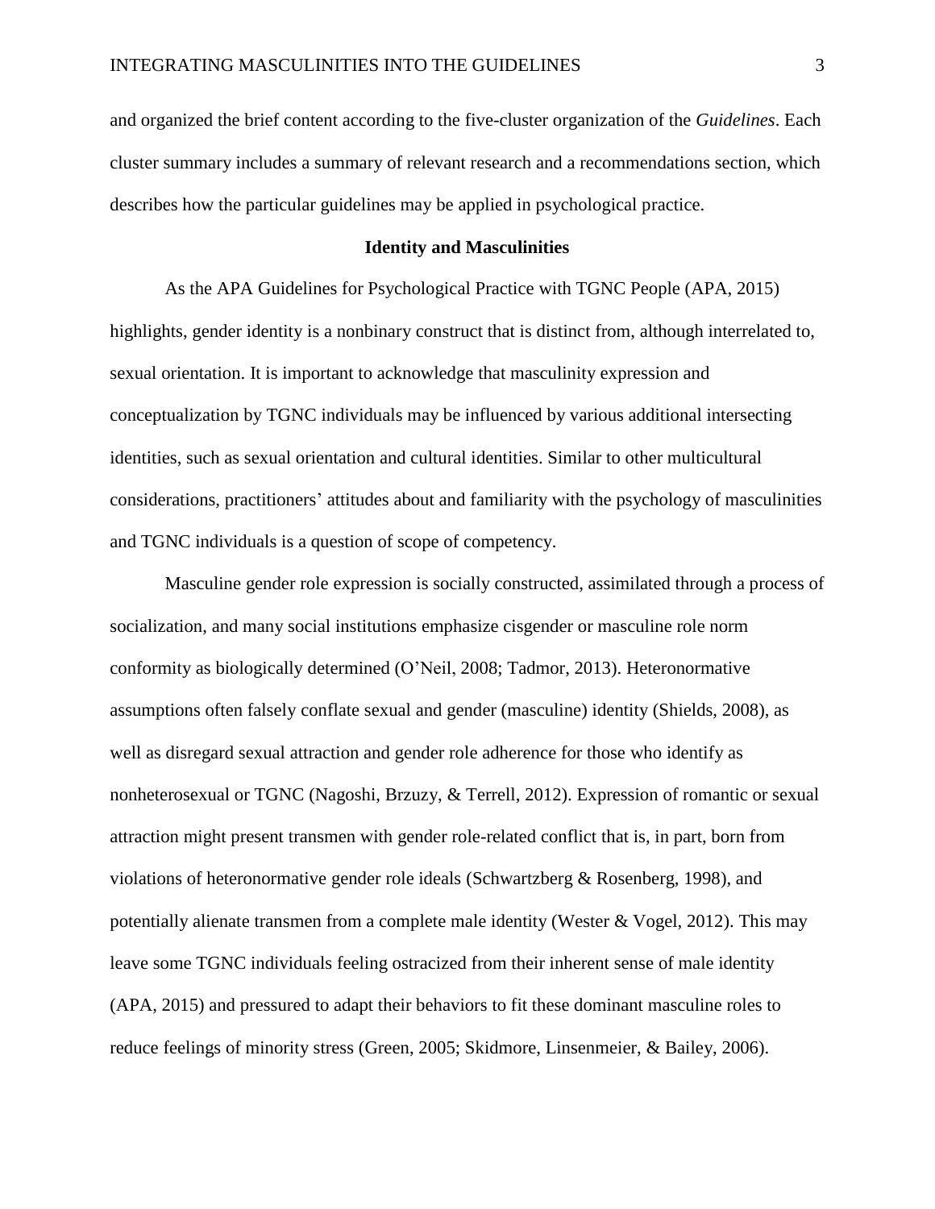and organized the brief content according to the five-cluster organization of the *Guidelines*. Each cluster summary includes a summary of relevant research and a recommendations section, which describes how the particular guidelines may be applied in psychological practice.

## Identity and Masculinities

As the APA Guidelines for Psychological Practice with TGNC People (APA, 2015) highlights, gender identity is a nonbinary construct that is distinct from, although interrelated to, sexual orientation. It is important to acknowledge that masculinity expression and conceptualization by TGNC individuals may be influenced by various additional intersecting identities, such as sexual orientation and cultural identities. Similar to other multicultural considerations, practitioners' attitudes about and familiarity with the psychology of masculinities and TGNC individuals is a question of scope of competency.

Masculine gender role expression is socially constructed, assimilated through a process of socialization, and many social institutions emphasize cisgender or masculine role norm conformity as biologically determined (O'Neil, 2008; Tadmor, 2013). Heteronormative assumptions often falsely conflate sexual and gender (masculine) identity (Shields, 2008), as well as disregard sexual attraction and gender role adherence for those who identify as nonheterosexual or TGNC (Nagoshi, Brzuzy, & Terrell, 2012). Expression of romantic or sexual attraction might present transmen with gender role-related conflict that is, in part, born from violations of heteronormative gender role ideals (Schwartzberg & Rosenberg, 1998), and potentially alienate transmen from a complete male identity (Wester & Vogel, 2012). This may leave some TGNC individuals feeling ostracized from their inherent sense of male identity (APA, 2015) and pressured to adapt their behaviors to fit these dominant masculine roles to reduce feelings of minority stress (Green, 2005; Skidmore, Linsenmeier, & Bailey, 2006).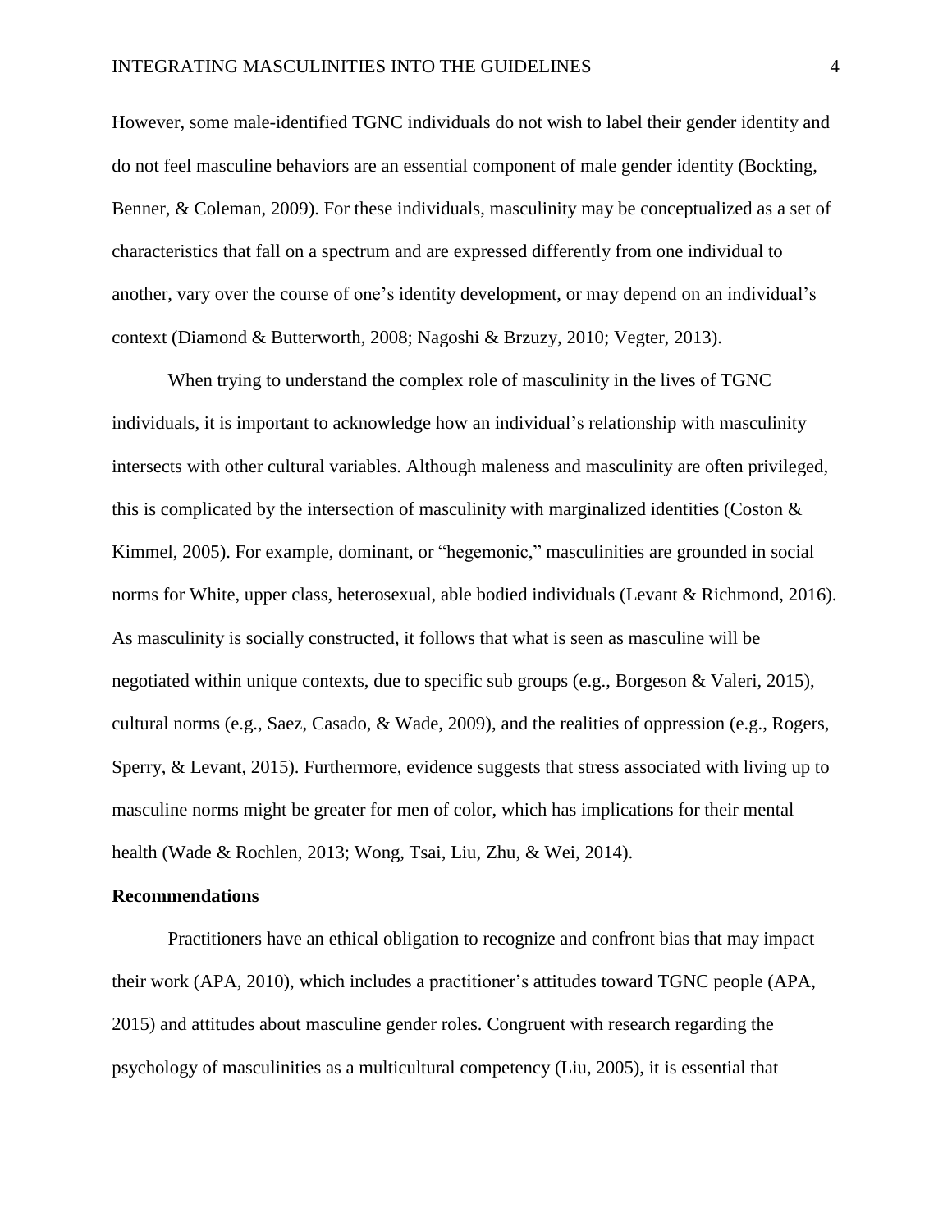However, some male-identified TGNC individuals do not wish to label their gender identity and do not feel masculine behaviors are an essential component of male gender identity (Bockting, Benner, & Coleman, 2009). For these individuals, masculinity may be conceptualized as a set of characteristics that fall on a spectrum and are expressed differently from one individual to another, vary over the course of one's identity development, or may depend on an individual's context (Diamond & Butterworth, 2008; Nagoshi & Brzuzy, 2010; Vegter, 2013).

When trying to understand the complex role of masculinity in the lives of TGNC individuals, it is important to acknowledge how an individual's relationship with masculinity intersects with other cultural variables. Although maleness and masculinity are often privileged, this is complicated by the intersection of masculinity with marginalized identities (Coston & Kimmel, 2005). For example, dominant, or "hegemonic," masculinities are grounded in social norms for White, upper class, heterosexual, able bodied individuals (Levant & Richmond, 2016). As masculinity is socially constructed, it follows that what is seen as masculine will be negotiated within unique contexts, due to specific sub groups (e.g., Borgeson & Valeri, 2015), cultural norms (e.g., Saez, Casado, & Wade, 2009), and the realities of oppression (e.g., Rogers, Sperry, & Levant, 2015). Furthermore, evidence suggests that stress associated with living up to masculine norms might be greater for men of color, which has implications for their mental health (Wade & Rochlen, 2013; Wong, Tsai, Liu, Zhu, & Wei, 2014).

## Recommendations

Practitioners have an ethical obligation to recognize and confront bias that may impact their work (APA, 2010), which includes a practitioner's attitudes toward TGNC people (APA, 2015) and attitudes about masculine gender roles. Congruent with research regarding the psychology of masculinities as a multicultural competency (Liu, 2005), it is essential that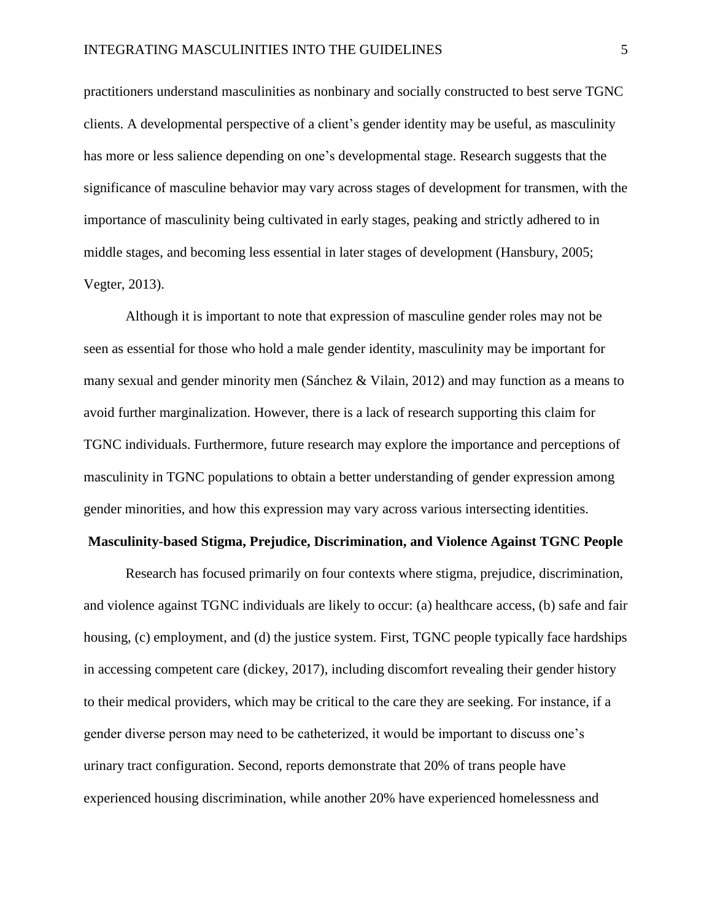practitioners understand masculinities as nonbinary and socially constructed to best serve TGNC clients. A developmental perspective of a client's gender identity may be useful, as masculinity has more or less salience depending on one's developmental stage. Research suggests that the significance of masculine behavior may vary across stages of development for transmen, with the importance of masculinity being cultivated in early stages, peaking and strictly adhered to in middle stages, and becoming less essential in later stages of development (Hansbury, 2005; Vegter, 2013).

Although it is important to note that expression of masculine gender roles may not be seen as essential for those who hold a male gender identity, masculinity may be important for many sexual and gender minority men (Sánchez & Vilain, 2012) and may function as a means to avoid further marginalization. However, there is a lack of research supporting this claim for TGNC individuals. Furthermore, future research may explore the importance and perceptions of masculinity in TGNC populations to obtain a better understanding of gender expression among gender minorities, and how this expression may vary across various intersecting identities.

## Masculinity-based Stigma, Prejudice, Discrimination, and Violence Against TGNC People

Research has focused primarily on four contexts where stigma, prejudice, discrimination, and violence against TGNC individuals are likely to occur: (a) healthcare access, (b) safe and fair housing, (c) employment, and (d) the justice system. First, TGNC people typically face hardships in accessing competent care (dickey, 2017), including discomfort revealing their gender history to their medical providers, which may be critical to the care they are seeking. For instance, if a gender diverse person may need to be catheterized, it would be important to discuss one's urinary tract configuration. Second, reports demonstrate that 20% of trans people have experienced housing discrimination, while another 20% have experienced homelessness and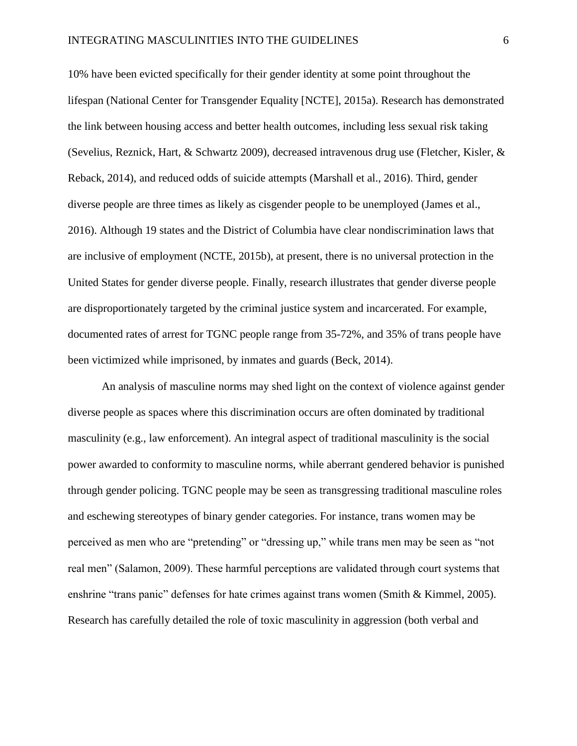10% have been evicted specifically for their gender identity at some point throughout the lifespan (National Center for Transgender Equality [NCTE], 2015a). Research has demonstrated the link between housing access and better health outcomes, including less sexual risk taking (Sevelius, Reznick, Hart, & Schwartz 2009), decreased intravenous drug use (Fletcher, Kisler, & Reback, 2014), and reduced odds of suicide attempts (Marshall et al., 2016). Third, gender diverse people are three times as likely as cisgender people to be unemployed (James et al., 2016). Although 19 states and the District of Columbia have clear nondiscrimination laws that are inclusive of employment (NCTE, 2015b), at present, there is no universal protection in the United States for gender diverse people. Finally, research illustrates that gender diverse people are disproportionately targeted by the criminal justice system and incarcerated. For example, documented rates of arrest for TGNC people range from 35-72%, and 35% of trans people have been victimized while imprisoned, by inmates and guards (Beck, 2014).

An analysis of masculine norms may shed light on the context of violence against gender diverse people as spaces where this discrimination occurs are often dominated by traditional masculinity (e.g., law enforcement). An integral aspect of traditional masculinity is the social power awarded to conformity to masculine norms, while aberrant gendered behavior is punished through gender policing. TGNC people may be seen as transgressing traditional masculine roles and eschewing stereotypes of binary gender categories. For instance, trans women may be perceived as men who are "pretending" or "dressing up," while trans men may be seen as "not real men" (Salamon, 2009). These harmful perceptions are validated through court systems that enshrine "trans panic" defenses for hate crimes against trans women (Smith & Kimmel, 2005). Research has carefully detailed the role of toxic masculinity in aggression (both verbal and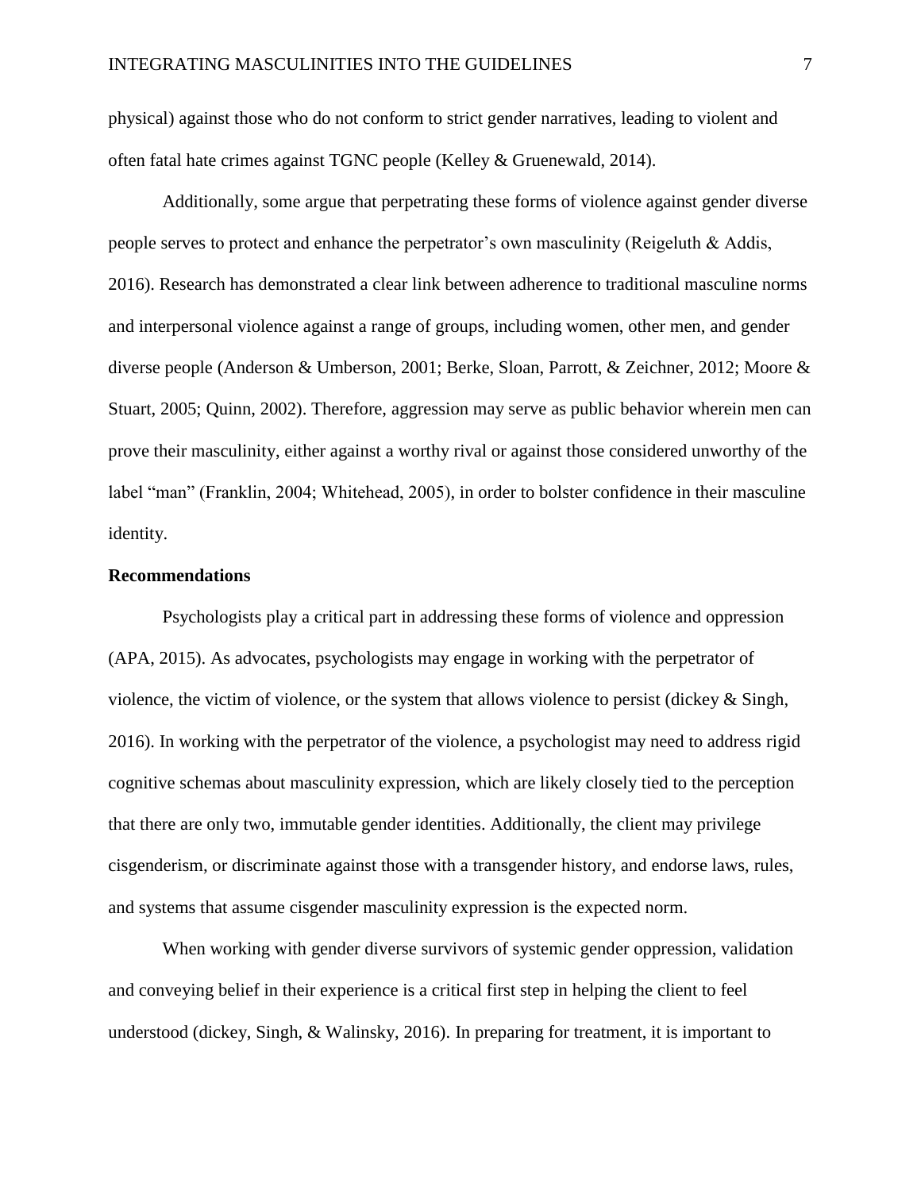physical) against those who do not conform to strict gender narratives, leading to violent and often fatal hate crimes against TGNC people (Kelley & Gruenewald, 2014).

Additionally, some argue that perpetrating these forms of violence against gender diverse people serves to protect and enhance the perpetrator's own masculinity (Reigeluth & Addis, 2016). Research has demonstrated a clear link between adherence to traditional masculine norms and interpersonal violence against a range of groups, including women, other men, and gender diverse people (Anderson & Umberson, 2001; Berke, Sloan, Parrott, & Zeichner, 2012; Moore & Stuart, 2005; Quinn, 2002). Therefore, aggression may serve as public behavior wherein men can prove their masculinity, either against a worthy rival or against those considered unworthy of the label "man" (Franklin, 2004; Whitehead, 2005), in order to bolster confidence in their masculine identity.

**Recommendations**

Psychologists play a critical part in addressing these forms of violence and oppression (APA, 2015). As advocates, psychologists may engage in working with the perpetrator of violence, the victim of violence, or the system that allows violence to persist (dickey & Singh, 2016). In working with the perpetrator of the violence, a psychologist may need to address rigid cognitive schemas about masculinity expression, which are likely closely tied to the perception that there are only two, immutable gender identities. Additionally, the client may privilege cisgenderism, or discriminate against those with a transgender history, and endorse laws, rules, and systems that assume cisgender masculinity expression is the expected norm.

When working with gender diverse survivors of systemic gender oppression, validation and conveying belief in their experience is a critical first step in helping the client to feel understood (dickey, Singh, & Walinsky, 2016). In preparing for treatment, it is important to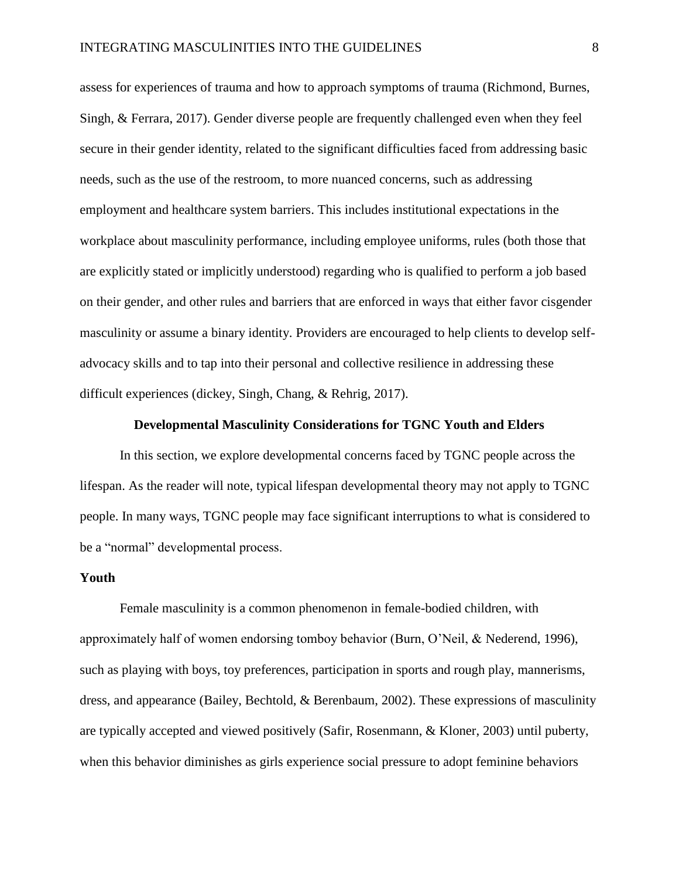assess for experiences of trauma and how to approach symptoms of trauma (Richmond, Burnes, Singh, & Ferrara, 2017). Gender diverse people are frequently challenged even when they feel secure in their gender identity, related to the significant difficulties faced from addressing basic needs, such as the use of the restroom, to more nuanced concerns, such as addressing employment and healthcare system barriers. This includes institutional expectations in the workplace about masculinity performance, including employee uniforms, rules (both those that are explicitly stated or implicitly understood) regarding who is qualified to perform a job based on their gender, and other rules and barriers that are enforced in ways that either favor cisgender masculinity or assume a binary identity. Providers are encouraged to help clients to develop self-advocacy skills and to tap into their personal and collective resilience in addressing these difficult experiences (dickey, Singh, Chang, & Rehrig, 2017).

## Developmental Masculinity Considerations for TGNC Youth and Elders

In this section, we explore developmental concerns faced by TGNC people across the lifespan. As the reader will note, typical lifespan developmental theory may not apply to TGNC people. In many ways, TGNC people may face significant interruptions to what is considered to be a "normal" developmental process.

### Youth

Female masculinity is a common phenomenon in female-bodied children, with approximately half of women endorsing tomboy behavior (Burn, O'Neil, & Nederend, 1996), such as playing with boys, toy preferences, participation in sports and rough play, mannerisms, dress, and appearance (Bailey, Bechtold, & Berenbaum, 2002). These expressions of masculinity are typically accepted and viewed positively (Safir, Rosenmann, & Kloner, 2003) until puberty, when this behavior diminishes as girls experience social pressure to adopt feminine behaviors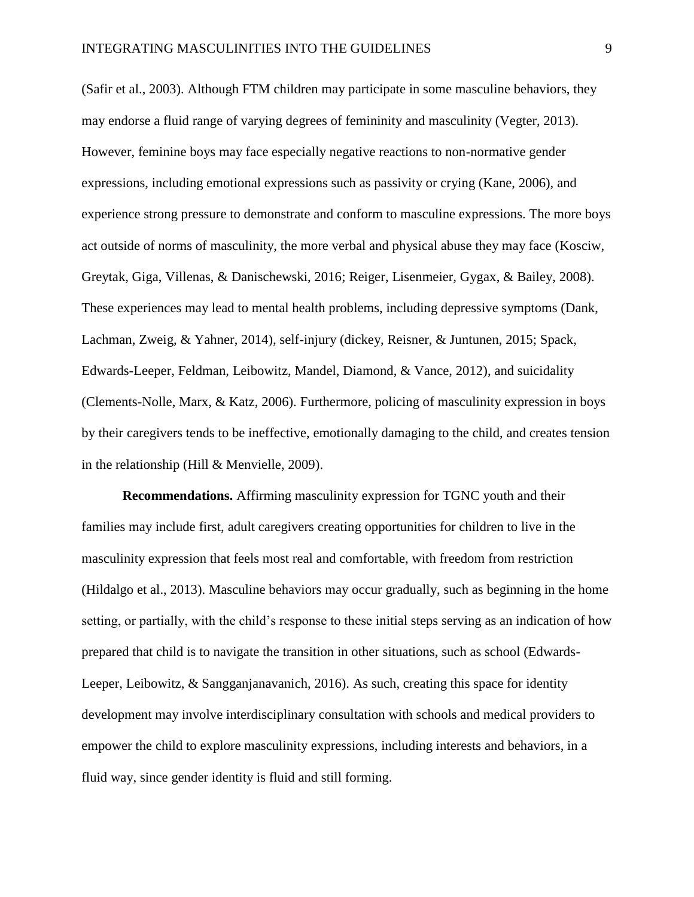(Safir et al., 2003). Although FTM children may participate in some masculine behaviors, they may endorse a fluid range of varying degrees of femininity and masculinity (Vegter, 2013). However, feminine boys may face especially negative reactions to non-normative gender expressions, including emotional expressions such as passivity or crying (Kane, 2006), and experience strong pressure to demonstrate and conform to masculine expressions. The more boys act outside of norms of masculinity, the more verbal and physical abuse they may face (Kosciw, Greytak, Giga, Villenas, & Danischewski, 2016; Reiger, Lisenmeier, Gygax, & Bailey, 2008). These experiences may lead to mental health problems, including depressive symptoms (Dank, Lachman, Zweig, & Yahner, 2014), self-injury (dickey, Reisner, & Juntunen, 2015; Spack, Edwards-Leeper, Feldman, Leibowitz, Mandel, Diamond, & Vance, 2012), and suicidality (Clements-Nolle, Marx, & Katz, 2006). Furthermore, policing of masculinity expression in boys by their caregivers tends to be ineffective, emotionally damaging to the child, and creates tension in the relationship (Hill & Menvielle, 2009).

**Recommendations.** Affirming masculinity expression for TGNC youth and their families may include first, adult caregivers creating opportunities for children to live in the masculinity expression that feels most real and comfortable, with freedom from restriction (Hildalgo et al., 2013). Masculine behaviors may occur gradually, such as beginning in the home setting, or partially, with the child's response to these initial steps serving as an indication of how prepared that child is to navigate the transition in other situations, such as school (Edwards-Leeper, Leibowitz, & Sangganjanavanich, 2016). As such, creating this space for identity development may involve interdisciplinary consultation with schools and medical providers to empower the child to explore masculinity expressions, including interests and behaviors, in a fluid way, since gender identity is fluid and still forming.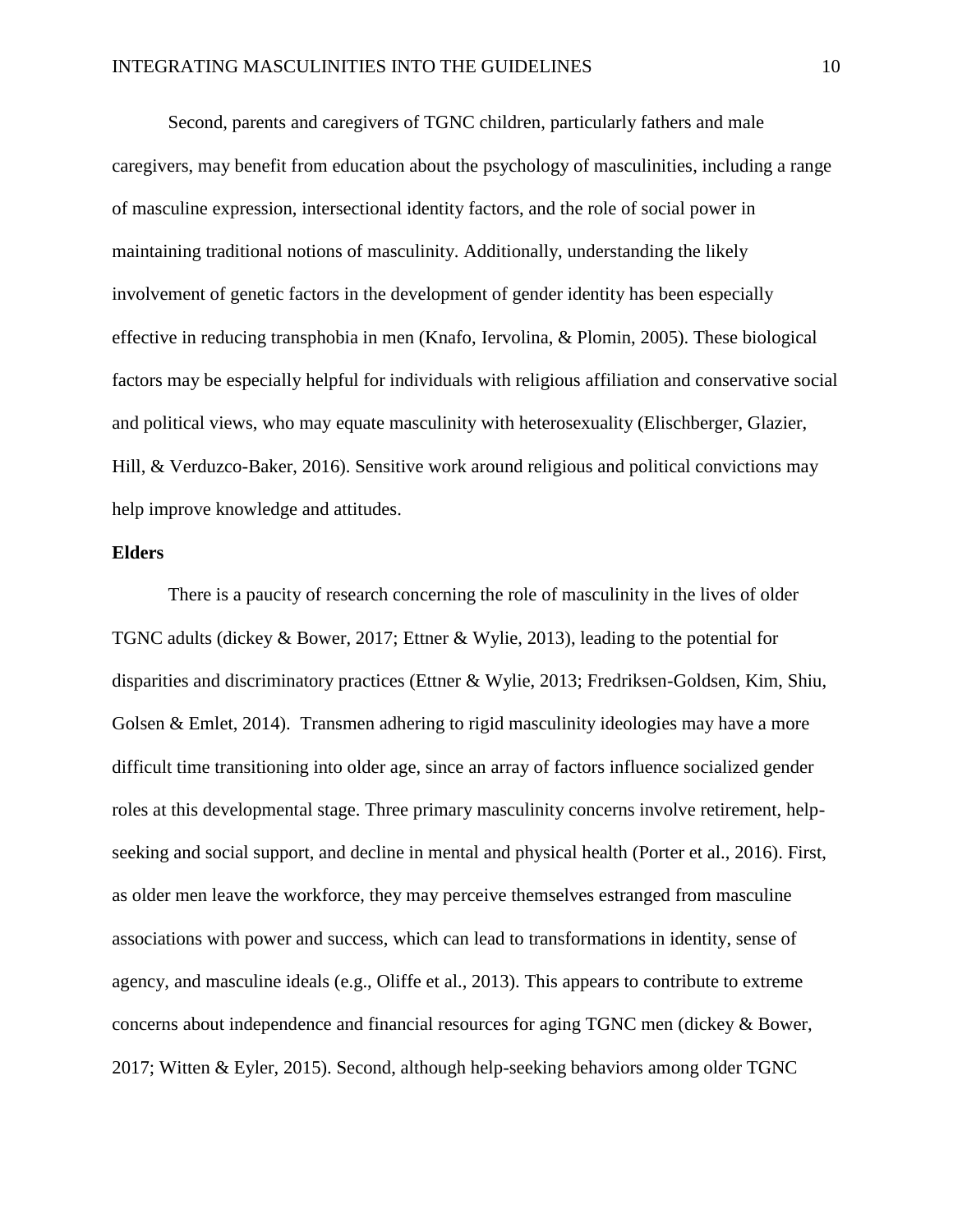Second, parents and caregivers of TGNC children, particularly fathers and male caregivers, may benefit from education about the psychology of masculinities, including a range of masculine expression, intersectional identity factors, and the role of social power in maintaining traditional notions of masculinity. Additionally, understanding the likely involvement of genetic factors in the development of gender identity has been especially effective in reducing transphobia in men (Knafo, Iervolina, & Plomin, 2005). These biological factors may be especially helpful for individuals with religious affiliation and conservative social and political views, who may equate masculinity with heterosexuality (Elischberger, Glazier, Hill, & Verduzco-Baker, 2016). Sensitive work around religious and political convictions may help improve knowledge and attitudes.

**Elders**

There is a paucity of research concerning the role of masculinity in the lives of older TGNC adults (dickey & Bower, 2017; Ettner & Wylie, 2013), leading to the potential for disparities and discriminatory practices (Ettner & Wylie, 2013; Fredriksen-Goldsen, Kim, Shiu, Golsen & Emlet, 2014). Transmen adhering to rigid masculinity ideologies may have a more difficult time transitioning into older age, since an array of factors influence socialized gender roles at this developmental stage. Three primary masculinity concerns involve retirement, help-seeking and social support, and decline in mental and physical health (Porter et al., 2016). First, as older men leave the workforce, they may perceive themselves estranged from masculine associations with power and success, which can lead to transformations in identity, sense of agency, and masculine ideals (e.g., Oliffe et al., 2013). This appears to contribute to extreme concerns about independence and financial resources for aging TGNC men (dickey & Bower, 2017; Witten & Eyler, 2015). Second, although help-seeking behaviors among older TGNC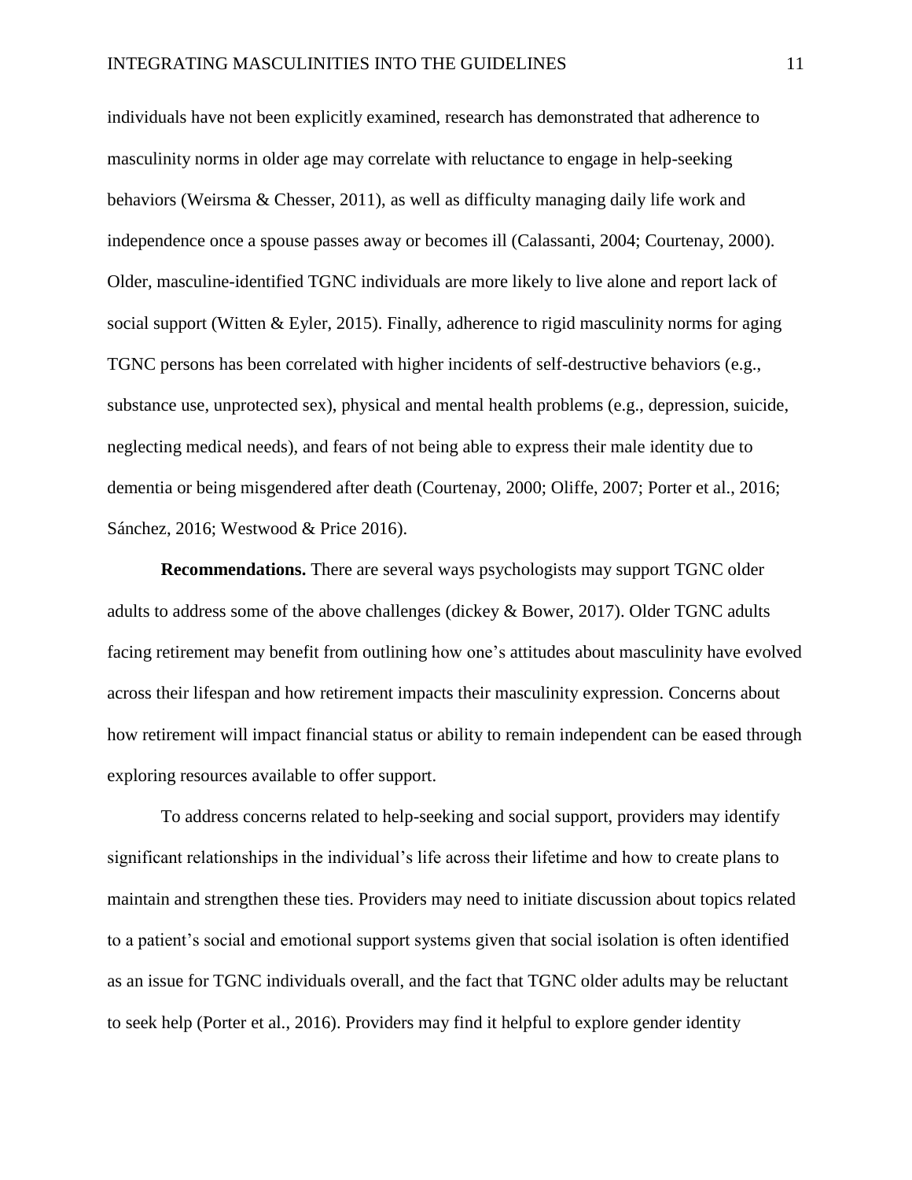individuals have not been explicitly examined, research has demonstrated that adherence to masculinity norms in older age may correlate with reluctance to engage in help-seeking behaviors (Weirsma & Chesser, 2011), as well as difficulty managing daily life work and independence once a spouse passes away or becomes ill (Calassanti, 2004; Courtenay, 2000). Older, masculine-identified TGNC individuals are more likely to live alone and report lack of social support (Witten & Eyler, 2015). Finally, adherence to rigid masculinity norms for aging TGNC persons has been correlated with higher incidents of self-destructive behaviors (e.g., substance use, unprotected sex), physical and mental health problems (e.g., depression, suicide, neglecting medical needs), and fears of not being able to express their male identity due to dementia or being misgendered after death (Courtenay, 2000; Oliffe, 2007; Porter et al., 2016; Sánchez, 2016; Westwood & Price 2016).

**Recommendations.** There are several ways psychologists may support TGNC older adults to address some of the above challenges (dickey & Bower, 2017). Older TGNC adults facing retirement may benefit from outlining how one's attitudes about masculinity have evolved across their lifespan and how retirement impacts their masculinity expression. Concerns about how retirement will impact financial status or ability to remain independent can be eased through exploring resources available to offer support.

To address concerns related to help-seeking and social support, providers may identify significant relationships in the individual's life across their lifetime and how to create plans to maintain and strengthen these ties. Providers may need to initiate discussion about topics related to a patient's social and emotional support systems given that social isolation is often identified as an issue for TGNC individuals overall, and the fact that TGNC older adults may be reluctant to seek help (Porter et al., 2016). Providers may find it helpful to explore gender identity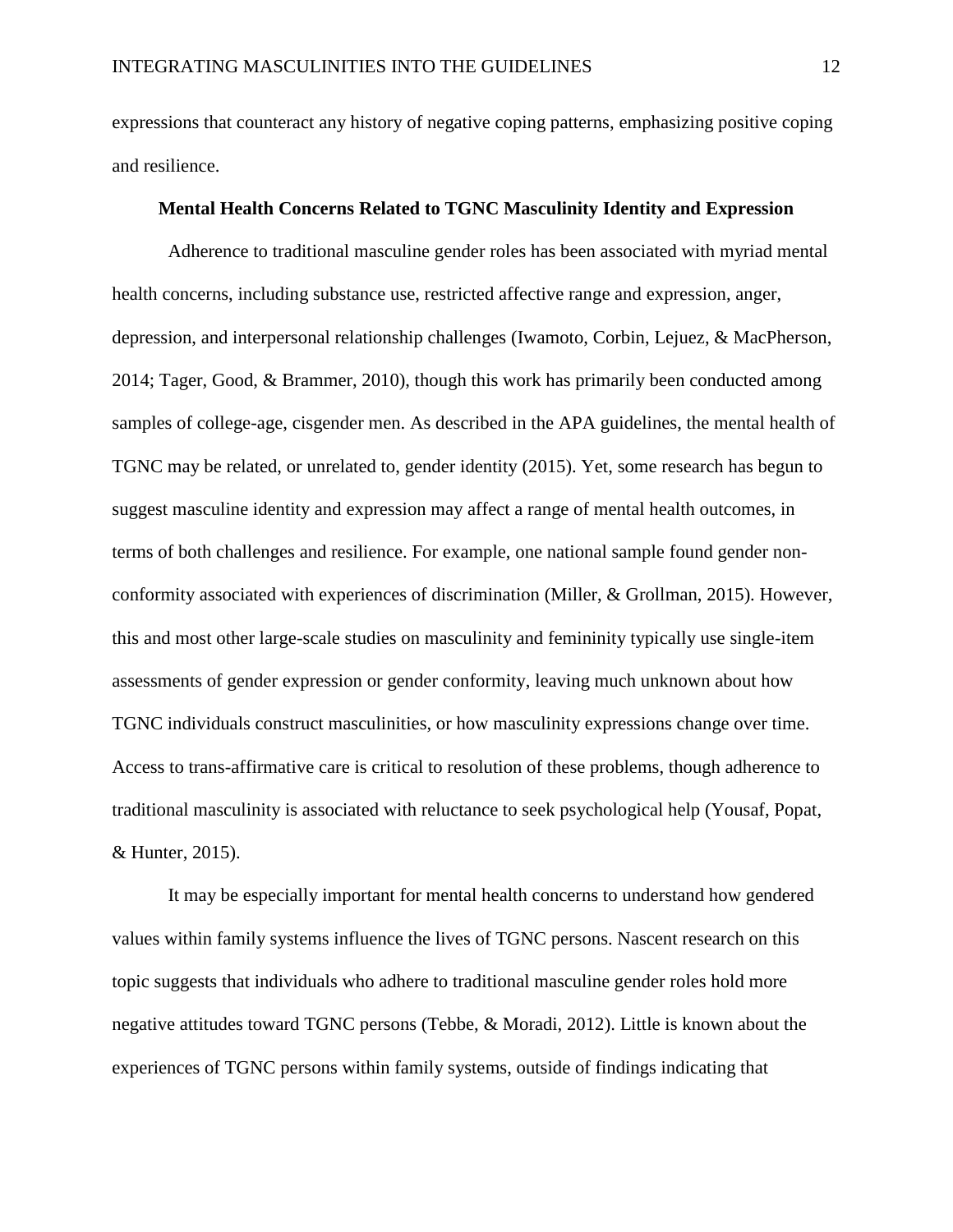expressions that counteract any history of negative coping patterns, emphasizing positive coping and resilience.

## Mental Health Concerns Related to TGNC Masculinity Identity and Expression

Adherence to traditional masculine gender roles has been associated with myriad mental health concerns, including substance use, restricted affective range and expression, anger, depression, and interpersonal relationship challenges (Iwamoto, Corbin, Lejuez, & MacPherson, 2014; Tager, Good, & Brammer, 2010), though this work has primarily been conducted among samples of college-age, cisgender men. As described in the APA guidelines, the mental health of TGNC may be related, or unrelated to, gender identity (2015). Yet, some research has begun to suggest masculine identity and expression may affect a range of mental health outcomes, in terms of both challenges and resilience. For example, one national sample found gender non-conformity associated with experiences of discrimination (Miller, & Grollman, 2015). However, this and most other large-scale studies on masculinity and femininity typically use single-item assessments of gender expression or gender conformity, leaving much unknown about how TGNC individuals construct masculinities, or how masculinity expressions change over time. Access to trans-affirmative care is critical to resolution of these problems, though adherence to traditional masculinity is associated with reluctance to seek psychological help (Yousaf, Popat, & Hunter, 2015).

It may be especially important for mental health concerns to understand how gendered values within family systems influence the lives of TGNC persons. Nascent research on this topic suggests that individuals who adhere to traditional masculine gender roles hold more negative attitudes toward TGNC persons (Tebbe, & Moradi, 2012). Little is known about the experiences of TGNC persons within family systems, outside of findings indicating that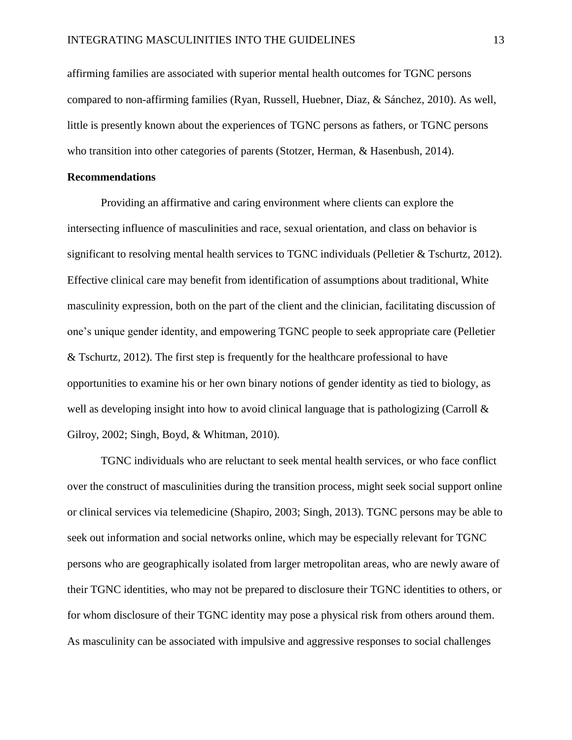affirming families are associated with superior mental health outcomes for TGNC persons compared to non-affirming families (Ryan, Russell, Huebner, Diaz, & Sánchez, 2010). As well, little is presently known about the experiences of TGNC persons as fathers, or TGNC persons who transition into other categories of parents (Stotzer, Herman, & Hasenbush, 2014).

**Recommendations**

Providing an affirmative and caring environment where clients can explore the intersecting influence of masculinities and race, sexual orientation, and class on behavior is significant to resolving mental health services to TGNC individuals (Pelletier & Tschurtz, 2012). Effective clinical care may benefit from identification of assumptions about traditional, White masculinity expression, both on the part of the client and the clinician, facilitating discussion of one's unique gender identity, and empowering TGNC people to seek appropriate care (Pelletier & Tschurtz, 2012). The first step is frequently for the healthcare professional to have opportunities to examine his or her own binary notions of gender identity as tied to biology, as well as developing insight into how to avoid clinical language that is pathologizing (Carroll & Gilroy, 2002; Singh, Boyd, & Whitman, 2010).

TGNC individuals who are reluctant to seek mental health services, or who face conflict over the construct of masculinities during the transition process, might seek social support online or clinical services via telemedicine (Shapiro, 2003; Singh, 2013). TGNC persons may be able to seek out information and social networks online, which may be especially relevant for TGNC persons who are geographically isolated from larger metropolitan areas, who are newly aware of their TGNC identities, who may not be prepared to disclosure their TGNC identities to others, or for whom disclosure of their TGNC identity may pose a physical risk from others around them. As masculinity can be associated with impulsive and aggressive responses to social challenges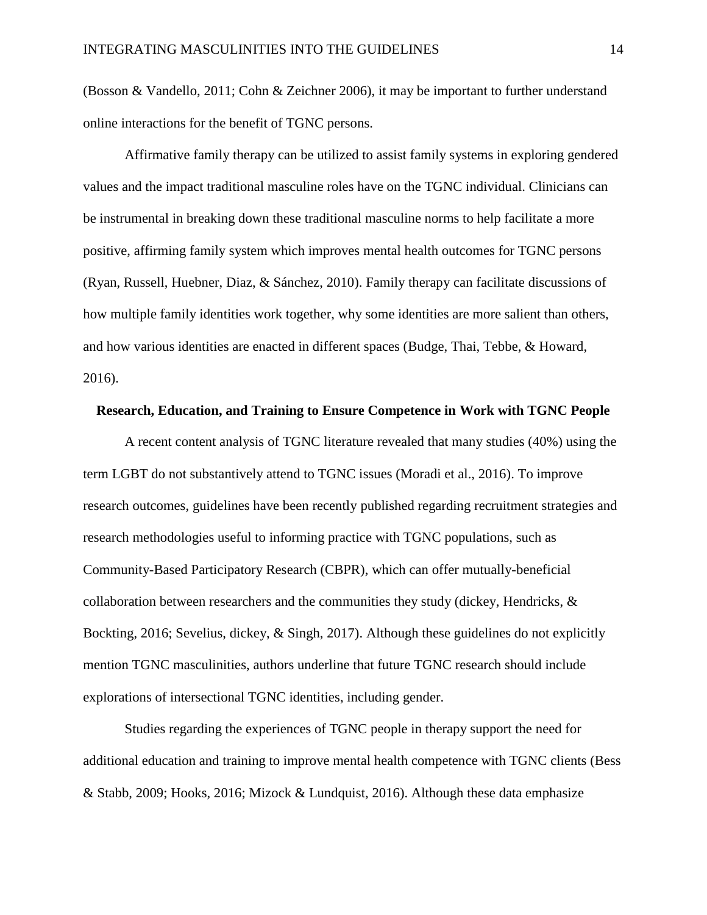(Bosson & Vandello, 2011; Cohn & Zeichner 2006), it may be important to further understand online interactions for the benefit of TGNC persons.

Affirmative family therapy can be utilized to assist family systems in exploring gendered values and the impact traditional masculine roles have on the TGNC individual. Clinicians can be instrumental in breaking down these traditional masculine norms to help facilitate a more positive, affirming family system which improves mental health outcomes for TGNC persons (Ryan, Russell, Huebner, Diaz, & Sánchez, 2010). Family therapy can facilitate discussions of how multiple family identities work together, why some identities are more salient than others, and how various identities are enacted in different spaces (Budge, Thai, Tebbe, & Howard, 2016).

## Research, Education, and Training to Ensure Competence in Work with TGNC People

A recent content analysis of TGNC literature revealed that many studies (40%) using the term LGBT do not substantively attend to TGNC issues (Moradi et al., 2016). To improve research outcomes, guidelines have been recently published regarding recruitment strategies and research methodologies useful to informing practice with TGNC populations, such as Community-Based Participatory Research (CBPR), which can offer mutually-beneficial collaboration between researchers and the communities they study (dickey, Hendricks, & Bockting, 2016; Sevelius, dickey, & Singh, 2017). Although these guidelines do not explicitly mention TGNC masculinities, authors underline that future TGNC research should include explorations of intersectional TGNC identities, including gender.

Studies regarding the experiences of TGNC people in therapy support the need for additional education and training to improve mental health competence with TGNC clients (Bess & Stabb, 2009; Hooks, 2016; Mizock & Lundquist, 2016). Although these data emphasize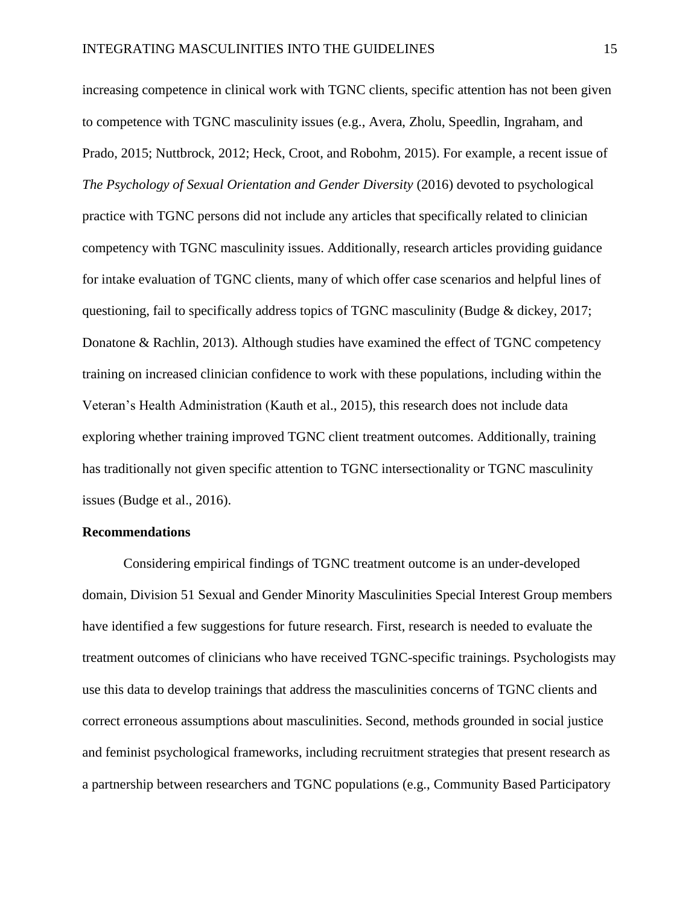increasing competence in clinical work with TGNC clients, specific attention has not been given to competence with TGNC masculinity issues (e.g., Avera, Zholu, Speedlin, Ingraham, and Prado, 2015; Nuttbrock, 2012; Heck, Croot, and Robohm, 2015). For example, a recent issue of *The Psychology of Sexual Orientation and Gender Diversity* (2016) devoted to psychological practice with TGNC persons did not include any articles that specifically related to clinician competency with TGNC masculinity issues. Additionally, research articles providing guidance for intake evaluation of TGNC clients, many of which offer case scenarios and helpful lines of questioning, fail to specifically address topics of TGNC masculinity (Budge & dickey, 2017; Donatone & Rachlin, 2013). Although studies have examined the effect of TGNC competency training on increased clinician confidence to work with these populations, including within the Veteran's Health Administration (Kauth et al., 2015), this research does not include data exploring whether training improved TGNC client treatment outcomes. Additionally, training has traditionally not given specific attention to TGNC intersectionality or TGNC masculinity issues (Budge et al., 2016).

**Recommendations**

Considering empirical findings of TGNC treatment outcome is an under-developed domain, Division 51 Sexual and Gender Minority Masculinities Special Interest Group members have identified a few suggestions for future research. First, research is needed to evaluate the treatment outcomes of clinicians who have received TGNC-specific trainings. Psychologists may use this data to develop trainings that address the masculinities concerns of TGNC clients and correct erroneous assumptions about masculinities. Second, methods grounded in social justice and feminist psychological frameworks, including recruitment strategies that present research as a partnership between researchers and TGNC populations (e.g., Community Based Participatory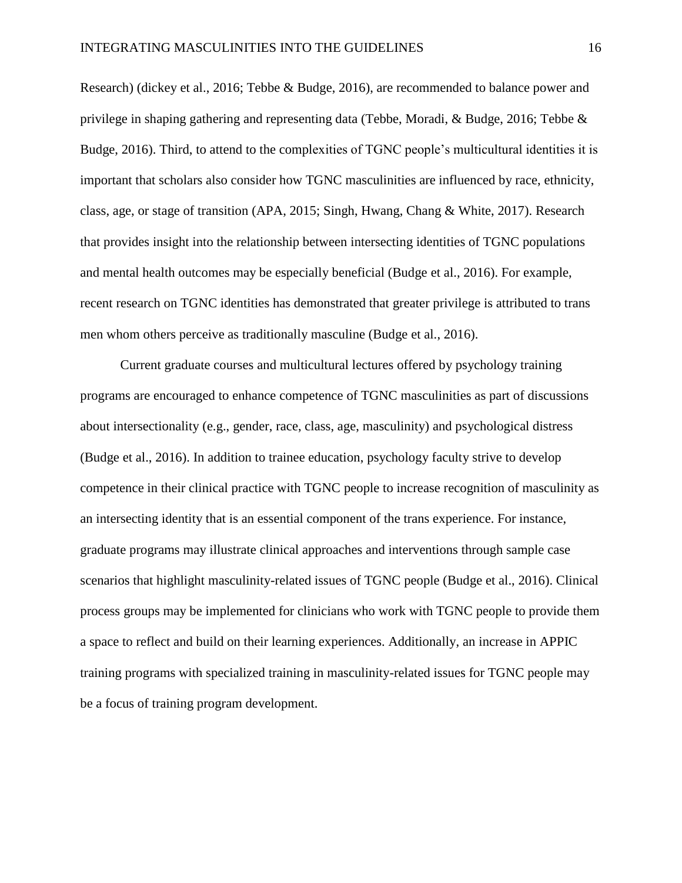Research) (dickey et al., 2016; Tebbe & Budge, 2016), are recommended to balance power and privilege in shaping gathering and representing data (Tebbe, Moradi, & Budge, 2016; Tebbe & Budge, 2016). Third, to attend to the complexities of TGNC people's multicultural identities it is important that scholars also consider how TGNC masculinities are influenced by race, ethnicity, class, age, or stage of transition (APA, 2015; Singh, Hwang, Chang & White, 2017). Research that provides insight into the relationship between intersecting identities of TGNC populations and mental health outcomes may be especially beneficial (Budge et al., 2016). For example, recent research on TGNC identities has demonstrated that greater privilege is attributed to trans men whom others perceive as traditionally masculine (Budge et al., 2016).

Current graduate courses and multicultural lectures offered by psychology training programs are encouraged to enhance competence of TGNC masculinities as part of discussions about intersectionality (e.g., gender, race, class, age, masculinity) and psychological distress (Budge et al., 2016). In addition to trainee education, psychology faculty strive to develop competence in their clinical practice with TGNC people to increase recognition of masculinity as an intersecting identity that is an essential component of the trans experience. For instance, graduate programs may illustrate clinical approaches and interventions through sample case scenarios that highlight masculinity-related issues of TGNC people (Budge et al., 2016). Clinical process groups may be implemented for clinicians who work with TGNC people to provide them a space to reflect and build on their learning experiences. Additionally, an increase in APPIC training programs with specialized training in masculinity-related issues for TGNC people may be a focus of training program development.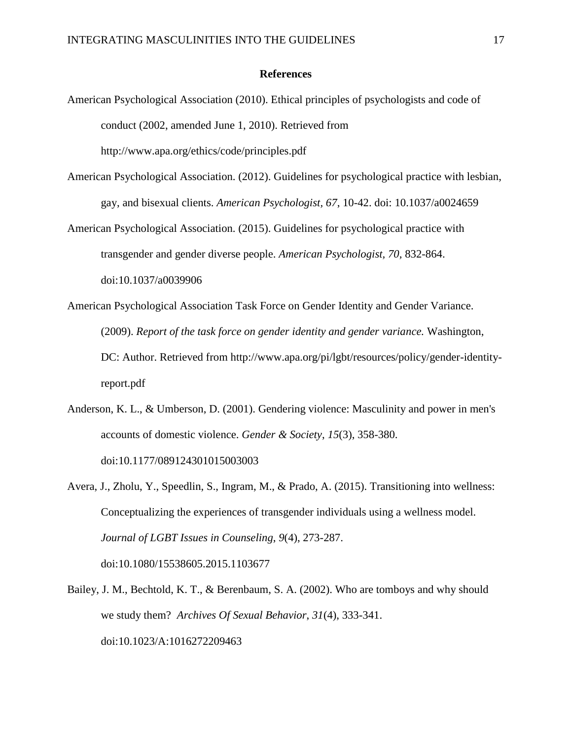## References

American Psychological Association (2010). Ethical principles of psychologists and code of conduct (2002, amended June 1, 2010). Retrieved from http://www.apa.org/ethics/code/principles.pdf

American Psychological Association. (2012). Guidelines for psychological practice with lesbian, gay, and bisexual clients. *American Psychologist, 67*, 10-42. doi: 10.1037/a0024659

American Psychological Association. (2015). Guidelines for psychological practice with transgender and gender diverse people. *American Psychologist, 70,* 832-864. doi:10.1037/a0039906

American Psychological Association Task Force on Gender Identity and Gender Variance. (2009). *Report of the task force on gender identity and gender variance.* Washington, DC: Author. Retrieved from http://www.apa.org/pi/lgbt/resources/policy/gender-identity-report.pdf

Anderson, K. L., & Umberson, D. (2001). Gendering violence: Masculinity and power in men's accounts of domestic violence. *Gender & Society*, *15*(3), 358-380. doi:10.1177/089124301015003003

Avera, J., Zholu, Y., Speedlin, S., Ingram, M., & Prado, A. (2015). Transitioning into wellness: Conceptualizing the experiences of transgender individuals using a wellness model. *Journal of LGBT Issues in Counseling*, *9*(4), 273-287. doi:10.1080/15538605.2015.1103677

Bailey, J. M., Bechtold, K. T., & Berenbaum, S. A. (2002). Who are tomboys and why should we study them? *Archives Of Sexual Behavior*, *31*(4), 333-341. doi:10.1023/A:1016272209463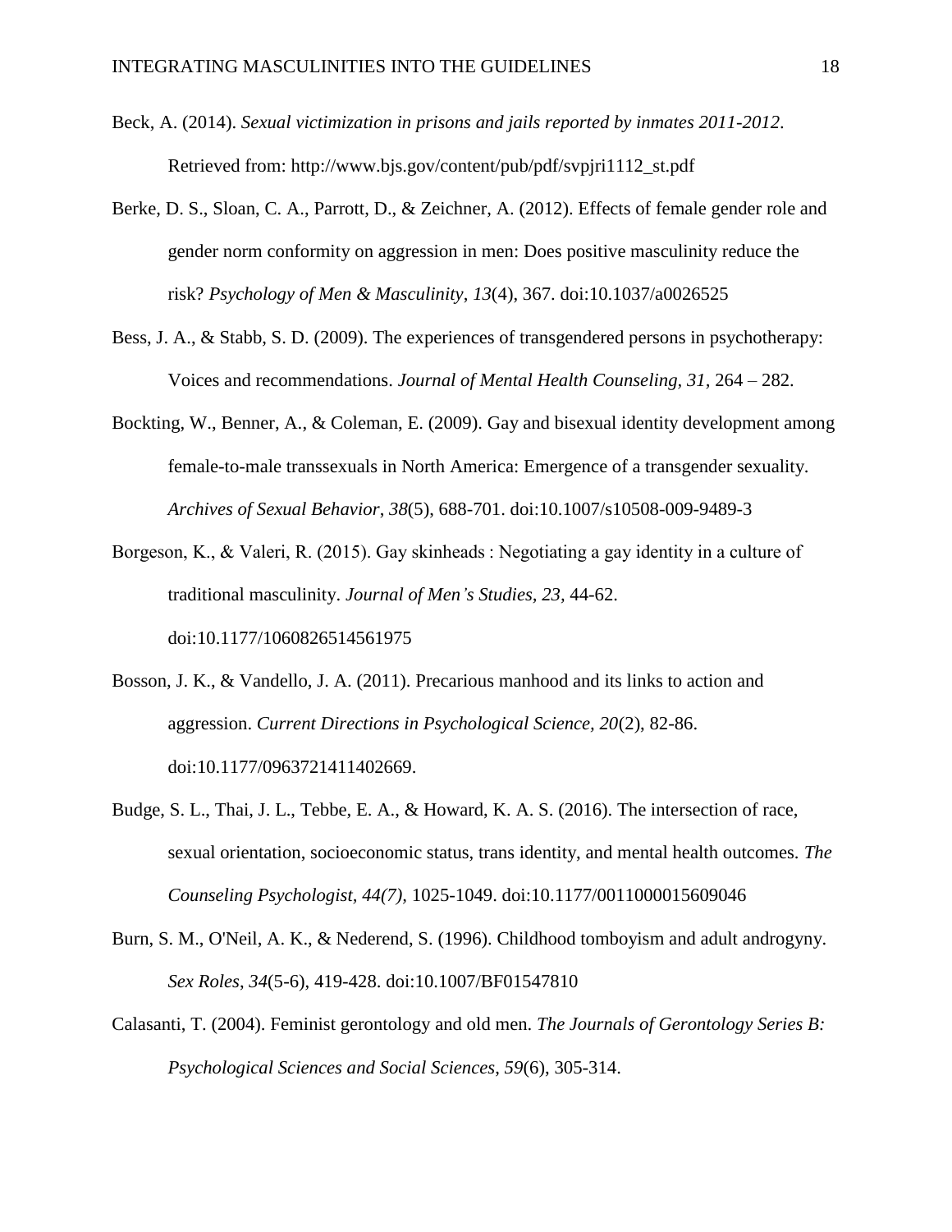Beck, A. (2014). *Sexual victimization in prisons and jails reported by inmates 2011-2012*. Retrieved from: http://www.bjs.gov/content/pub/pdf/svpjri1112_st.pdf

Berke, D. S., Sloan, C. A., Parrott, D., & Zeichner, A. (2012). Effects of female gender role and gender norm conformity on aggression in men: Does positive masculinity reduce the risk? *Psychology of Men & Masculinity*, *13*(4), 367. doi:10.1037/a0026525

Bess, J. A., & Stabb, S. D. (2009). The experiences of transgendered persons in psychotherapy: Voices and recommendations. *Journal of Mental Health Counseling, 31*, 264 – 282.

Bockting, W., Benner, A., & Coleman, E. (2009). Gay and bisexual identity development among female-to-male transsexuals in North America: Emergence of a transgender sexuality. *Archives of Sexual Behavior*, *38*(5), 688-701. doi:10.1007/s10508-009-9489-3

Borgeson, K., & Valeri, R. (2015). Gay skinheads : Negotiating a gay identity in a culture of traditional masculinity. *Journal of Men's Studies, 23*, 44-62. doi:10.1177/1060826514561975

Bosson, J. K., & Vandello, J. A. (2011). Precarious manhood and its links to action and aggression. *Current Directions in Psychological Science, 20*(2), 82-86. doi:10.1177/0963721411402669.

Budge, S. L., Thai, J. L., Tebbe, E. A., & Howard, K. A. S. (2016). The intersection of race, sexual orientation, socioeconomic status, trans identity, and mental health outcomes. *The Counseling Psychologist, 44(7),* 1025-1049. doi:10.1177/0011000015609046

Burn, S. M., O'Neil, A. K., & Nederend, S. (1996). Childhood tomboyism and adult androgyny. *Sex Roles*, *34*(5-6), 419-428. doi:10.1007/BF01547810

Calasanti, T. (2004). Feminist gerontology and old men. *The Journals of Gerontology Series B: Psychological Sciences and Social Sciences*, *59*(6), 305-314.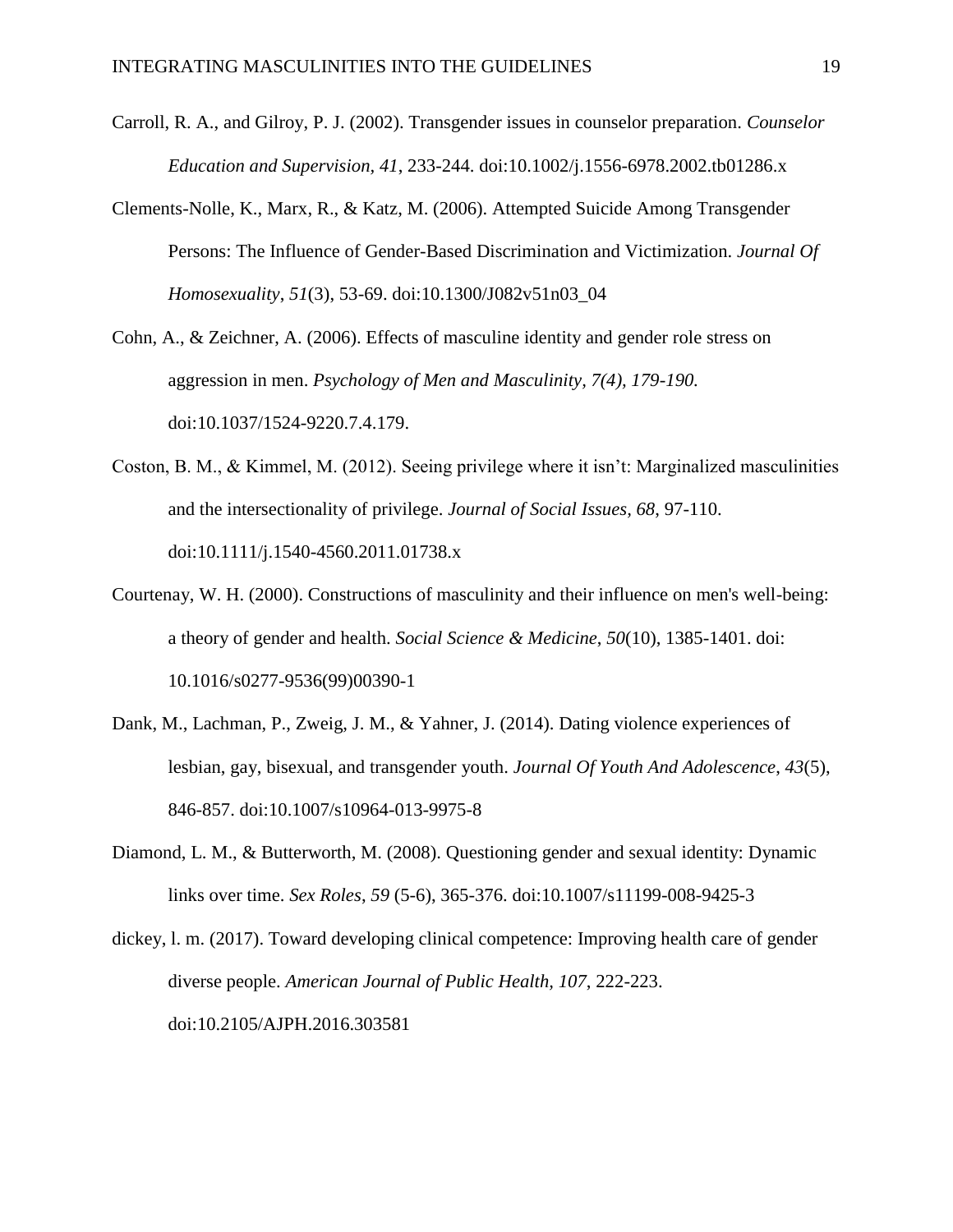Carroll, R. A., and Gilroy, P. J. (2002). Transgender issues in counselor preparation. *Counselor Education and Supervision, 41*, 233-244. doi:10.1002/j.1556-6978.2002.tb01286.x

Clements-Nolle, K., Marx, R., & Katz, M. (2006). Attempted Suicide Among Transgender Persons: The Influence of Gender-Based Discrimination and Victimization. *Journal Of Homosexuality*, *51*(3), 53-69. doi:10.1300/J082v51n03_04

Cohn, A., & Zeichner, A. (2006). Effects of masculine identity and gender role stress on aggression in men. *Psychology of Men and Masculinity, 7(4), 179-190.* doi:10.1037/1524-9220.7.4.179.

Coston, B. M., & Kimmel, M. (2012). Seeing privilege where it isn't: Marginalized masculinities and the intersectionality of privilege. *Journal of Social Issues*, *68*, 97-110. doi:10.1111/j.1540-4560.2011.01738.x

Courtenay, W. H. (2000). Constructions of masculinity and their influence on men's well-being: a theory of gender and health. *Social Science & Medicine*, *50*(10), 1385-1401. doi: 10.1016/s0277-9536(99)00390-1

Dank, M., Lachman, P., Zweig, J. M., & Yahner, J. (2014). Dating violence experiences of lesbian, gay, bisexual, and transgender youth. *Journal Of Youth And Adolescence*, *43*(5), 846-857. doi:10.1007/s10964-013-9975-8

Diamond, L. M., & Butterworth, M. (2008). Questioning gender and sexual identity: Dynamic links over time. *Sex Roles*, *59* (5-6), 365-376. doi:10.1007/s11199-008-9425-3

dickey, l. m. (2017). Toward developing clinical competence: Improving health care of gender diverse people. *American Journal of Public Health*, *107*, 222-223. doi:10.2105/AJPH.2016.303581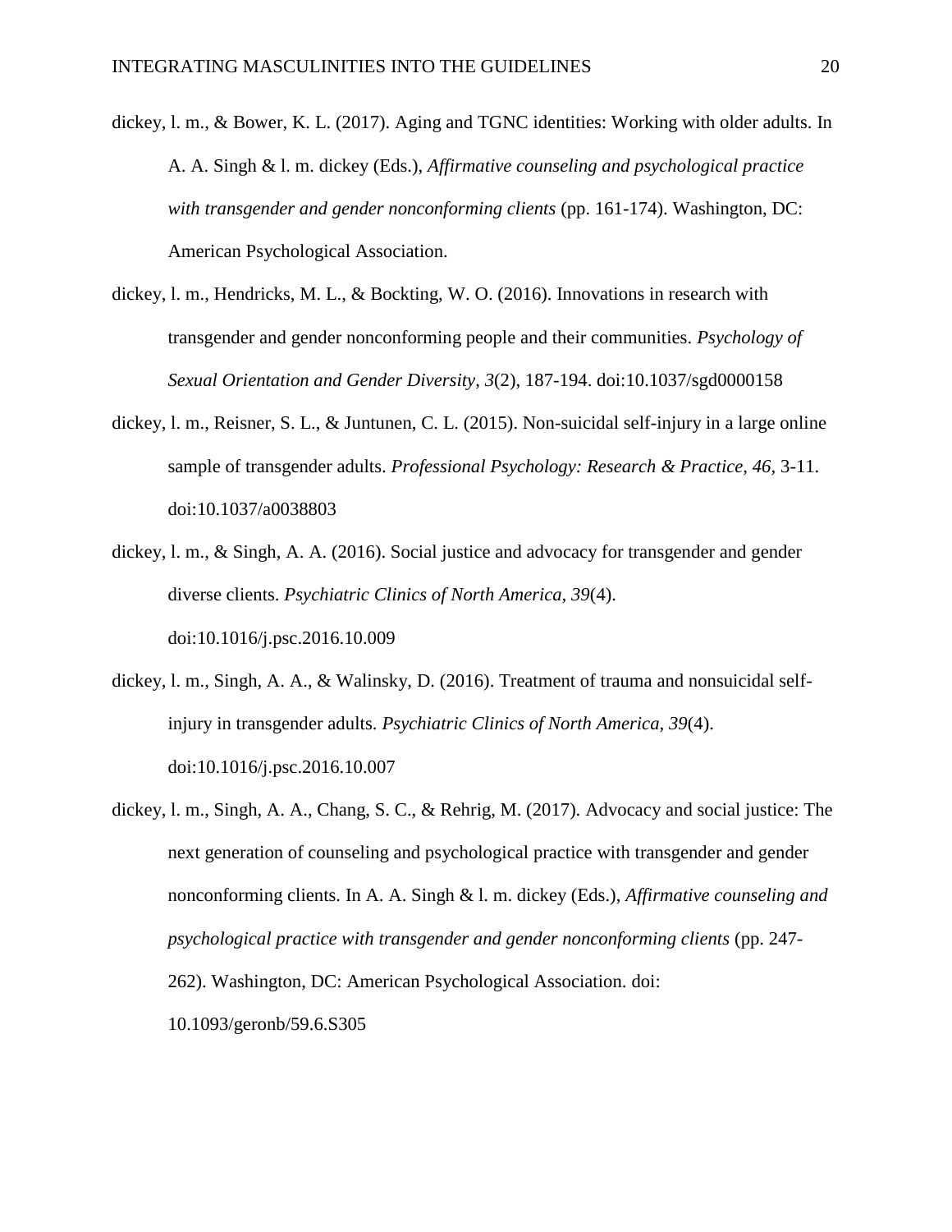dickey, l. m., & Bower, K. L. (2017). Aging and TGNC identities: Working with older adults. In A. A. Singh & l. m. dickey (Eds.), *Affirmative counseling and psychological practice with transgender and gender nonconforming clients* (pp. 161-174). Washington, DC: American Psychological Association.

dickey, l. m., Hendricks, M. L., & Bockting, W. O. (2016). Innovations in research with transgender and gender nonconforming people and their communities. *Psychology of Sexual Orientation and Gender Diversity*, *3*(2), 187-194. doi:10.1037/sgd0000158

dickey, l. m., Reisner, S. L., & Juntunen, C. L. (2015). Non-suicidal self-injury in a large online sample of transgender adults. *Professional Psychology: Research & Practice, 46,* 3-11. doi:10.1037/a0038803

dickey, l. m., & Singh, A. A. (2016). Social justice and advocacy for transgender and gender diverse clients. *Psychiatric Clinics of North America*, *39*(4). doi:10.1016/j.psc.2016.10.009

dickey, l. m., Singh, A. A., & Walinsky, D. (2016). Treatment of trauma and nonsuicidal self-injury in transgender adults. *Psychiatric Clinics of North America, 39*(4). doi:10.1016/j.psc.2016.10.007

dickey, l. m., Singh, A. A., Chang, S. C., & Rehrig, M. (2017). Advocacy and social justice: The next generation of counseling and psychological practice with transgender and gender nonconforming clients. In A. A. Singh & l. m. dickey (Eds.), *Affirmative counseling and psychological practice with transgender and gender nonconforming clients* (pp. 247-262). Washington, DC: American Psychological Association. doi: 10.1093/geronb/59.6.S305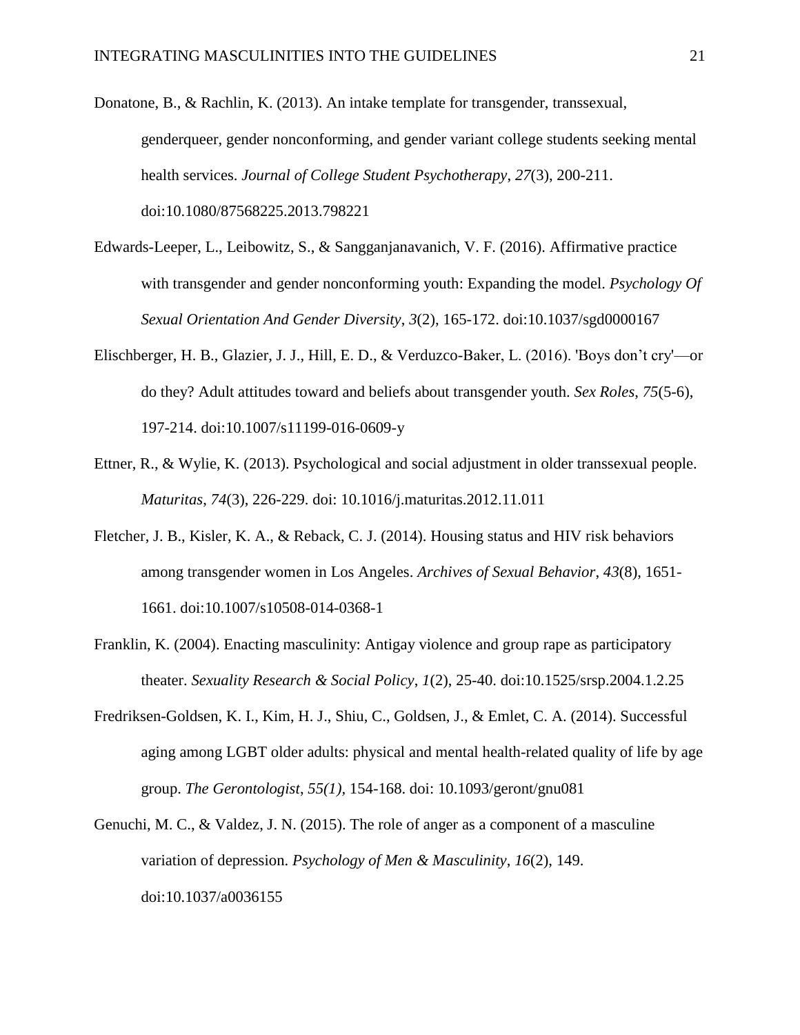Donatone, B., & Rachlin, K. (2013). An intake template for transgender, transsexual, genderqueer, gender nonconforming, and gender variant college students seeking mental health services. *Journal of College Student Psychotherapy*, *27*(3), 200-211. doi:10.1080/87568225.2013.798221

Edwards-Leeper, L., Leibowitz, S., & Sangganjanavanich, V. F. (2016). Affirmative practice with transgender and gender nonconforming youth: Expanding the model. *Psychology Of Sexual Orientation And Gender Diversity*, *3*(2), 165-172. doi:10.1037/sgd0000167

Elischberger, H. B., Glazier, J. J., Hill, E. D., & Verduzco-Baker, L. (2016). 'Boys don't cry'—or do they? Adult attitudes toward and beliefs about transgender youth. *Sex Roles*, *75*(5-6), 197-214. doi:10.1007/s11199-016-0609-y

Ettner, R., & Wylie, K. (2013). Psychological and social adjustment in older transsexual people. *Maturitas*, *74*(3), 226-229. doi: 10.1016/j.maturitas.2012.11.011

Fletcher, J. B., Kisler, K. A., & Reback, C. J. (2014). Housing status and HIV risk behaviors among transgender women in Los Angeles. *Archives of Sexual Behavior*, *43*(8), 1651-1661. doi:10.1007/s10508-014-0368-1

Franklin, K. (2004). Enacting masculinity: Antigay violence and group rape as participatory theater. *Sexuality Research & Social Policy*, *1*(2), 25-40. doi:10.1525/srsp.2004.1.2.25

Fredriksen-Goldsen, K. I., Kim, H. J., Shiu, C., Goldsen, J., & Emlet, C. A. (2014). Successful aging among LGBT older adults: physical and mental health-related quality of life by age group. *The Gerontologist*, *55(1)*, 154-168. doi: 10.1093/geront/gnu081

Genuchi, M. C., & Valdez, J. N. (2015). The role of anger as a component of a masculine variation of depression. *Psychology of Men & Masculinity*, *16*(2), 149. doi:10.1037/a0036155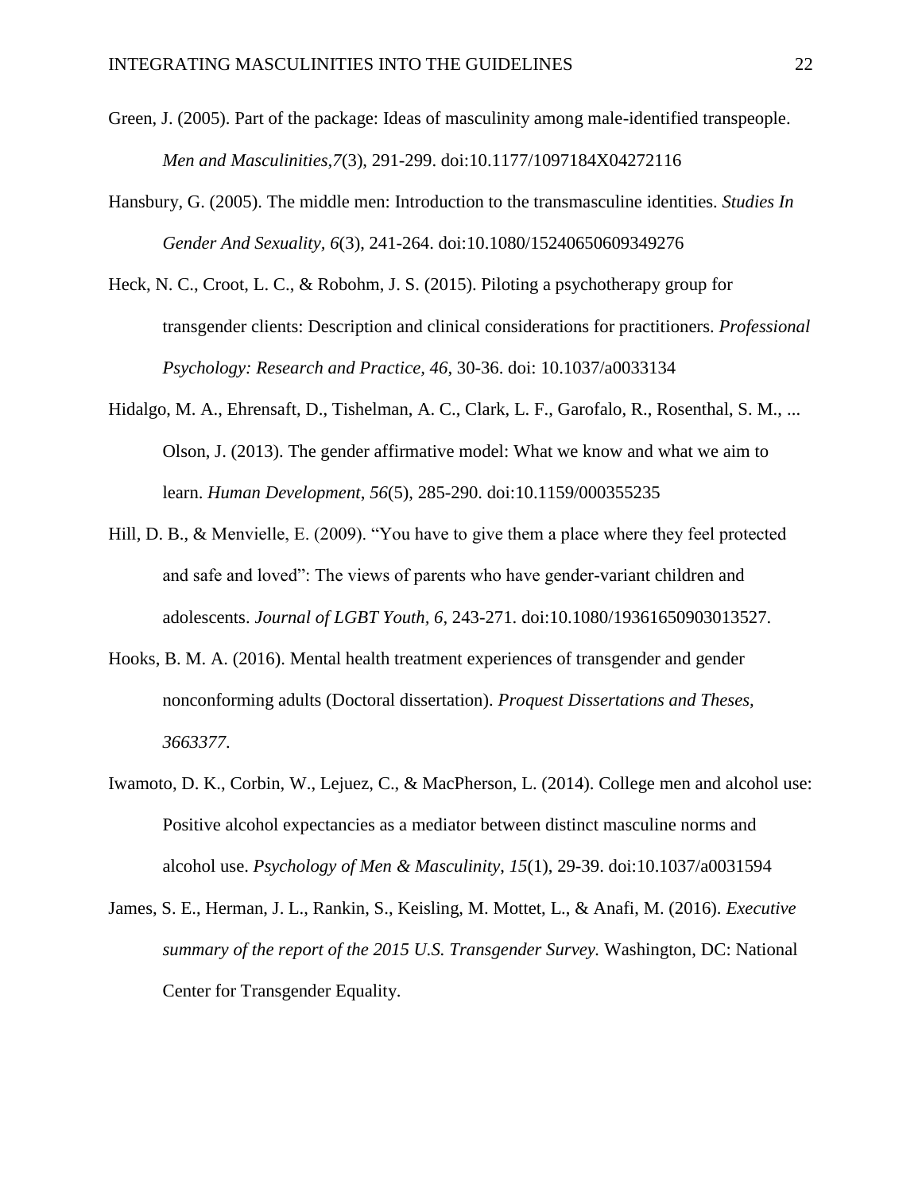Green, J. (2005). Part of the package: Ideas of masculinity among male-identified transpeople. *Men and Masculinities,7*(3), 291-299. doi:10.1177/1097184X04272116

Hansbury, G. (2005). The middle men: Introduction to the transmasculine identities. *Studies In Gender And Sexuality, 6*(3), 241-264. doi:10.1080/15240650609349276

Heck, N. C., Croot, L. C., & Robohm, J. S. (2015). Piloting a psychotherapy group for transgender clients: Description and clinical considerations for practitioners. *Professional Psychology: Research and Practice, 46*, 30-36. doi: 10.1037/a0033134

Hidalgo, M. A., Ehrensaft, D., Tishelman, A. C., Clark, L. F., Garofalo, R., Rosenthal, S. M., ... Olson, J. (2013). The gender affirmative model: What we know and what we aim to learn. *Human Development*, *56*(5), 285-290. doi:10.1159/000355235

Hill, D. B., & Menvielle, E. (2009). "You have to give them a place where they feel protected and safe and loved": The views of parents who have gender-variant children and adolescents. *Journal of LGBT Youth, 6*, 243-271. doi:10.1080/19361650903013527.

Hooks, B. M. A. (2016). Mental health treatment experiences of transgender and gender nonconforming adults (Doctoral dissertation). *Proquest Dissertations and Theses, 3663377*.

Iwamoto, D. K., Corbin, W., Lejuez, C., & MacPherson, L. (2014). College men and alcohol use: Positive alcohol expectancies as a mediator between distinct masculine norms and alcohol use. *Psychology of Men & Masculinity*, *15*(1), 29-39. doi:10.1037/a0031594

James, S. E., Herman, J. L., Rankin, S., Keisling, M. Mottet, L., & Anafi, M. (2016). *Executive summary of the report of the 2015 U.S. Transgender Survey.* Washington, DC: National Center for Transgender Equality.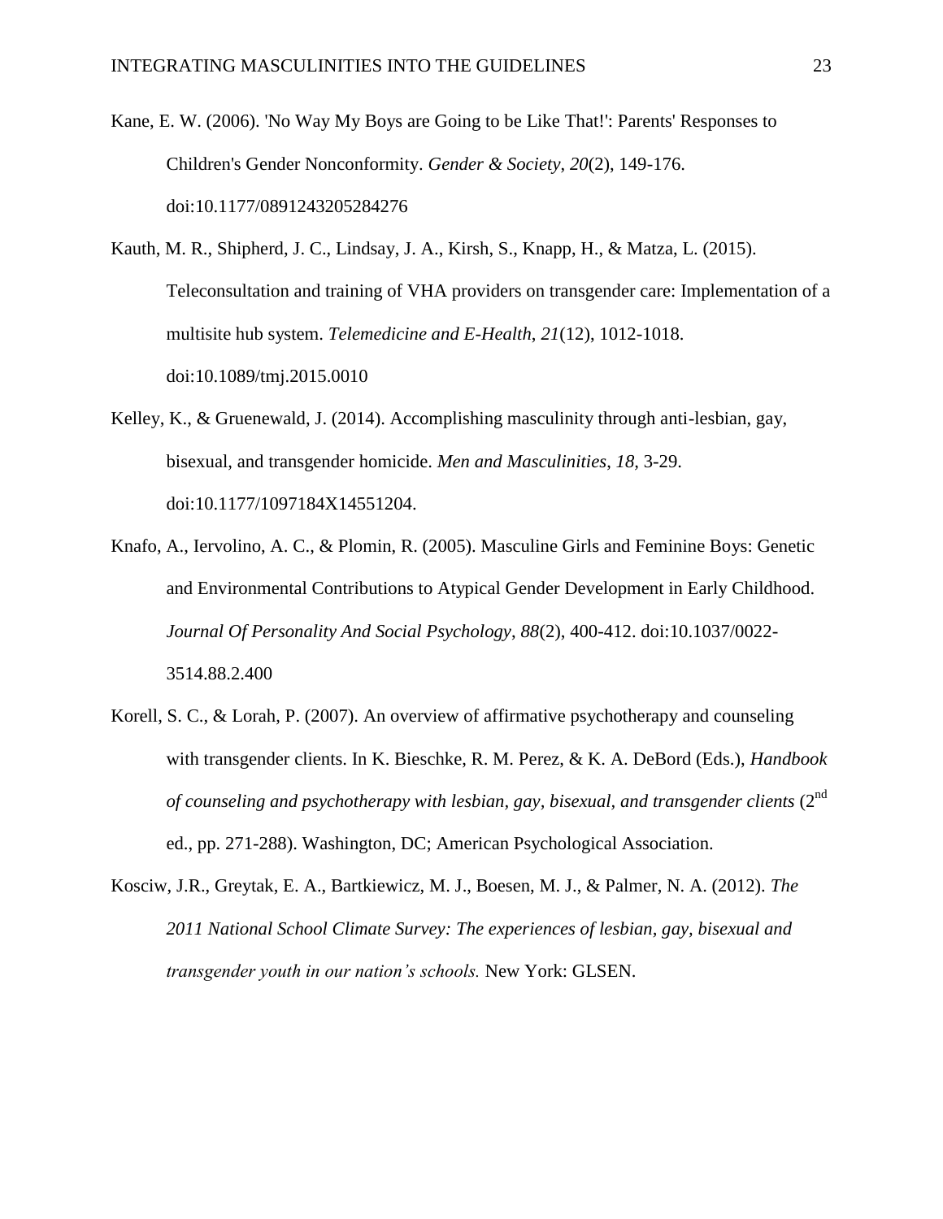Kane, E. W. (2006). 'No Way My Boys are Going to be Like That!': Parents' Responses to Children's Gender Nonconformity. *Gender & Society*, *20*(2), 149-176. doi:10.1177/0891243205284276

Kauth, M. R., Shipherd, J. C., Lindsay, J. A., Kirsh, S., Knapp, H., & Matza, L. (2015). Teleconsultation and training of VHA providers on transgender care: Implementation of a multisite hub system. *Telemedicine and E-Health*, *21*(12), 1012-1018. doi:10.1089/tmj.2015.0010

Kelley, K., & Gruenewald, J. (2014). Accomplishing masculinity through anti-lesbian, gay, bisexual, and transgender homicide. *Men and Masculinities, 18,* 3-29. doi:10.1177/1097184X14551204.

Knafo, A., Iervolino, A. C., & Plomin, R. (2005). Masculine Girls and Feminine Boys: Genetic and Environmental Contributions to Atypical Gender Development in Early Childhood. *Journal Of Personality And Social Psychology*, *88*(2), 400-412. doi:10.1037/0022-3514.88.2.400

Korell, S. C., & Lorah, P. (2007). An overview of affirmative psychotherapy and counseling with transgender clients. In K. Bieschke, R. M. Perez, & K. A. DeBord (Eds.), *Handbook of counseling and psychotherapy with lesbian, gay, bisexual, and transgender clients* (2nd ed., pp. 271-288). Washington, DC; American Psychological Association.

Kosciw, J.R., Greytak, E. A., Bartkiewicz, M. J., Boesen, M. J., & Palmer, N. A. (2012). *The 2011 National School Climate Survey: The experiences of lesbian, gay, bisexual and transgender youth in our nation's schools.* New York: GLSEN.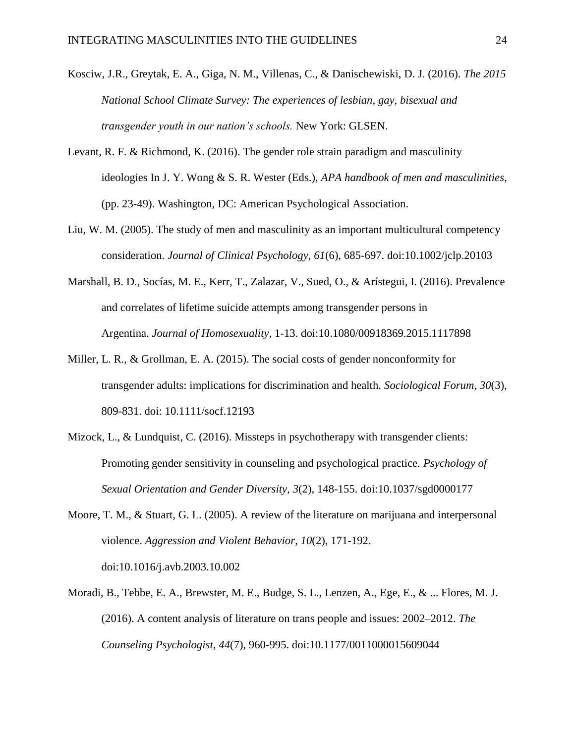Kosciw, J.R., Greytak, E. A., Giga, N. M., Villenas, C., & Danischewiski, D. J. (2016). *The 2015 National School Climate Survey: The experiences of lesbian, gay, bisexual and transgender youth in our nation's schools.* New York: GLSEN.

Levant, R. F. & Richmond, K. (2016). The gender role strain paradigm and masculinity ideologies In J. Y. Wong & S. R. Wester (Eds.), *APA handbook of men and masculinities*, (pp. 23-49). Washington, DC: American Psychological Association.

Liu, W. M. (2005). The study of men and masculinity as an important multicultural competency consideration. *Journal of Clinical Psychology*, *61*(6), 685-697. doi:10.1002/jclp.20103

Marshall, B. D., Socías, M. E., Kerr, T., Zalazar, V., Sued, O., & Arístegui, I. (2016). Prevalence and correlates of lifetime suicide attempts among transgender persons in Argentina. *Journal of Homosexuality*, 1-13. doi:10.1080/00918369.2015.1117898

Miller, L. R., & Grollman, E. A. (2015). The social costs of gender nonconformity for transgender adults: implications for discrimination and health. *Sociological Forum*, *30*(3), 809-831. doi: 10.1111/socf.12193

Mizock, L., & Lundquist, C. (2016). Missteps in psychotherapy with transgender clients: Promoting gender sensitivity in counseling and psychological practice. *Psychology of Sexual Orientation and Gender Diversity*, *3*(2), 148-155. doi:10.1037/sgd0000177

Moore, T. M., & Stuart, G. L. (2005). A review of the literature on marijuana and interpersonal violence. *Aggression and Violent Behavior*, *10*(2), 171-192. doi:10.1016/j.avb.2003.10.002

Moradi, B., Tebbe, E. A., Brewster, M. E., Budge, S. L., Lenzen, A., Ege, E., & ... Flores, M. J. (2016). A content analysis of literature on trans people and issues: 2002–2012. *The Counseling Psychologist*, *44*(7), 960-995. doi:10.1177/0011000015609044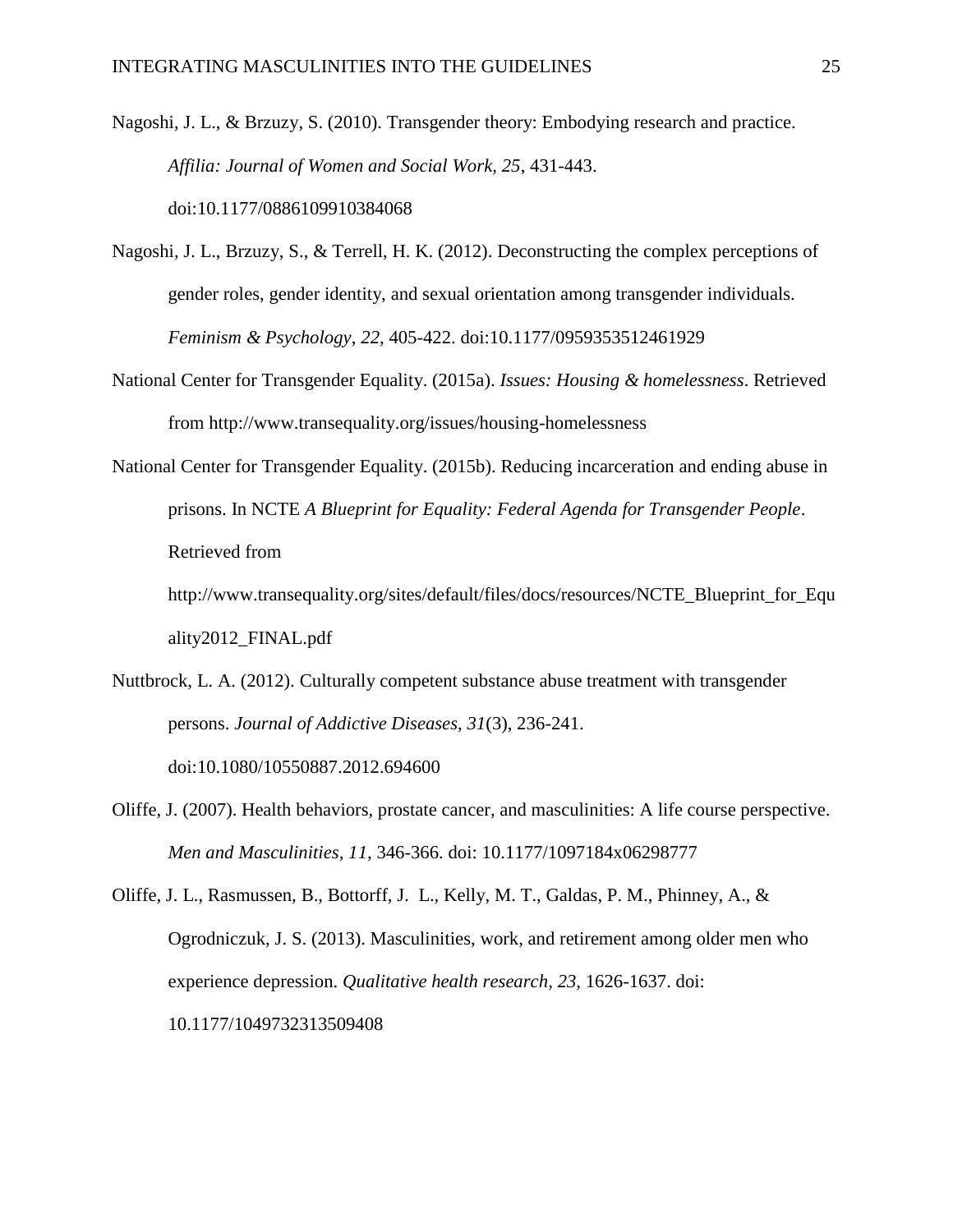Nagoshi, J. L., & Brzuzy, S. (2010). Transgender theory: Embodying research and practice. *Affilia: Journal of Women and Social Work*, *25*, 431-443. doi:10.1177/0886109910384068

Nagoshi, J. L., Brzuzy, S., & Terrell, H. K. (2012). Deconstructing the complex perceptions of gender roles, gender identity, and sexual orientation among transgender individuals. *Feminism & Psychology*, *22*, 405-422. doi:10.1177/0959353512461929

National Center for Transgender Equality. (2015a). *Issues: Housing & homelessness*. Retrieved from http://www.transequality.org/issues/housing-homelessness

National Center for Transgender Equality. (2015b). Reducing incarceration and ending abuse in prisons. In NCTE *A Blueprint for Equality: Federal Agenda for Transgender People*. Retrieved from http://www.transequality.org/sites/default/files/docs/resources/NCTE_Blueprint_for_Equality2012_FINAL.pdf

Nuttbrock, L. A. (2012). Culturally competent substance abuse treatment with transgender persons. *Journal of Addictive Diseases*, *31*(3), 236-241. doi:10.1080/10550887.2012.694600

Oliffe, J. (2007). Health behaviors, prostate cancer, and masculinities: A life course perspective. *Men and Masculinities*, *11*, 346-366. doi: 10.1177/1097184x06298777

Oliffe, J. L., Rasmussen, B., Bottorff, J. L., Kelly, M. T., Galdas, P. M., Phinney, A., & Ogrodniczuk, J. S. (2013). Masculinities, work, and retirement among older men who experience depression. *Qualitative health research*, *23*, 1626-1637. doi: 10.1177/1049732313509408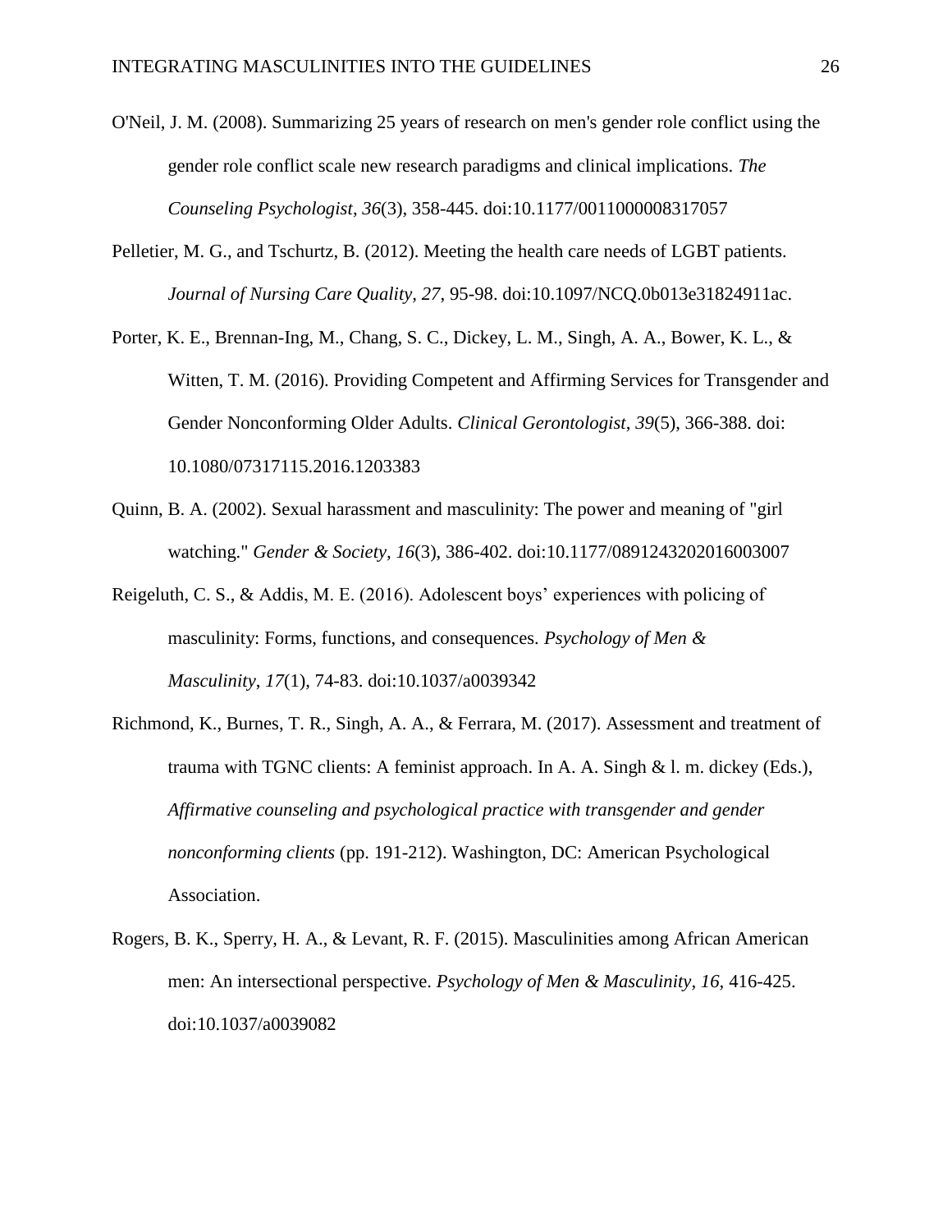O'Neil, J. M. (2008). Summarizing 25 years of research on men's gender role conflict using the gender role conflict scale new research paradigms and clinical implications. *The Counseling Psychologist*, *36*(3), 358-445. doi:10.1177/0011000008317057

Pelletier, M. G., and Tschurtz, B. (2012). Meeting the health care needs of LGBT patients. *Journal of Nursing Care Quality, 27*, 95-98. doi:10.1097/NCQ.0b013e31824911ac.

Porter, K. E., Brennan-Ing, M., Chang, S. C., Dickey, L. M., Singh, A. A., Bower, K. L., & Witten, T. M. (2016). Providing Competent and Affirming Services for Transgender and Gender Nonconforming Older Adults. *Clinical Gerontologist*, *39*(5), 366-388. doi: 10.1080/07317115.2016.1203383

Quinn, B. A. (2002). Sexual harassment and masculinity: The power and meaning of "girl watching." *Gender & Society, 16*(3), 386-402. doi:10.1177/0891243202016003007

Reigeluth, C. S., & Addis, M. E. (2016). Adolescent boys' experiences with policing of masculinity: Forms, functions, and consequences. *Psychology of Men & Masculinity*, *17*(1), 74-83. doi:10.1037/a0039342

Richmond, K., Burnes, T. R., Singh, A. A., & Ferrara, M. (2017). Assessment and treatment of trauma with TGNC clients: A feminist approach. In A. A. Singh & l. m. dickey (Eds.), *Affirmative counseling and psychological practice with transgender and gender nonconforming clients* (pp. 191-212). Washington, DC: American Psychological Association.

Rogers, B. K., Sperry, H. A., & Levant, R. F. (2015). Masculinities among African American men: An intersectional perspective. *Psychology of Men & Masculinity*, *16*, 416-425. doi:10.1037/a0039082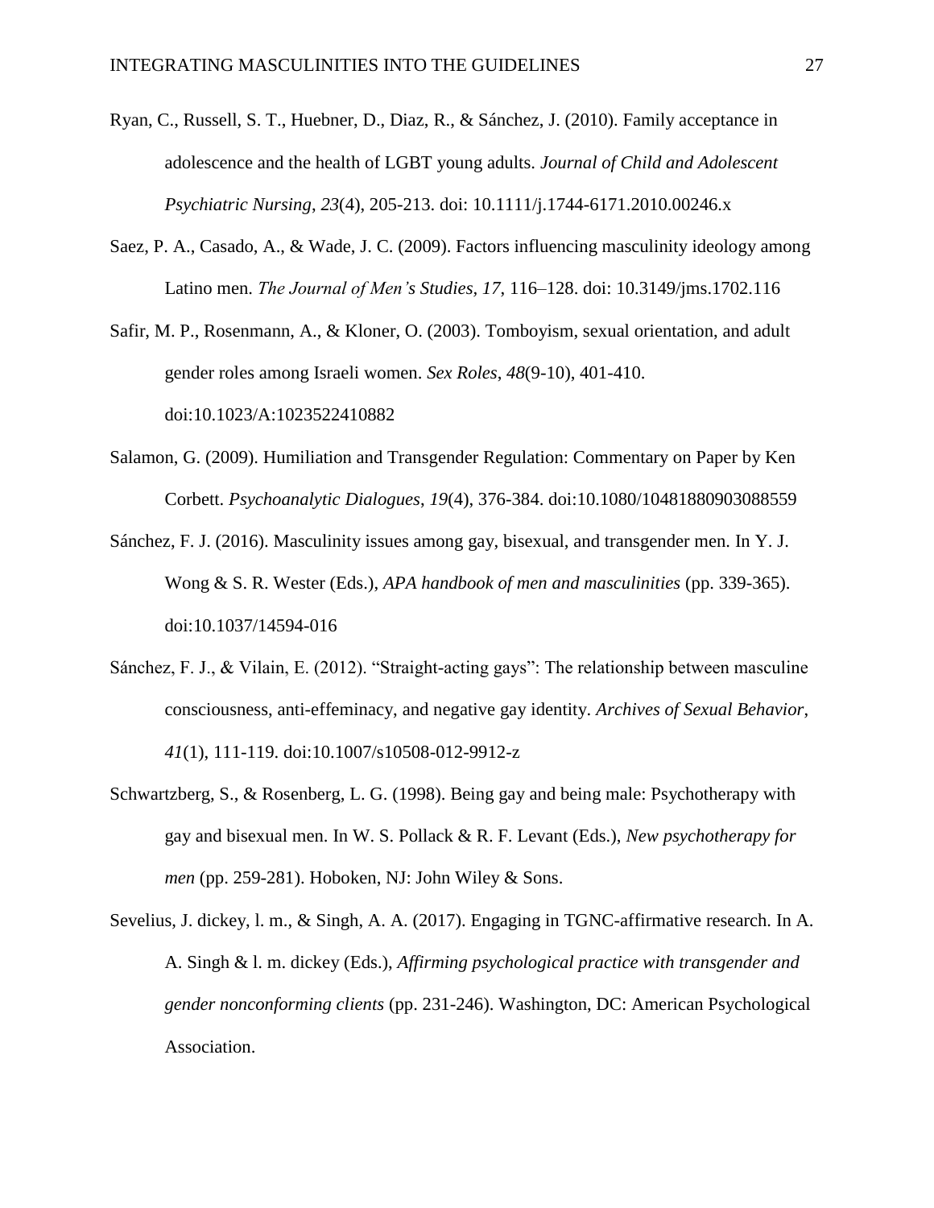Ryan, C., Russell, S. T., Huebner, D., Diaz, R., & Sánchez, J. (2010). Family acceptance in adolescence and the health of LGBT young adults. *Journal of Child and Adolescent Psychiatric Nursing*, *23*(4), 205-213. doi: 10.1111/j.1744-6171.2010.00246.x

Saez, P. A., Casado, A., & Wade, J. C. (2009). Factors influencing masculinity ideology among Latino men. *The Journal of Men's Studies*, *17*, 116–128. doi: 10.3149/jms.1702.116

Safir, M. P., Rosenmann, A., & Kloner, O. (2003). Tomboyism, sexual orientation, and adult gender roles among Israeli women. *Sex Roles*, *48*(9-10), 401-410. doi:10.1023/A:1023522410882

Salamon, G. (2009). Humiliation and Transgender Regulation: Commentary on Paper by Ken Corbett. *Psychoanalytic Dialogues*, *19*(4), 376-384. doi:10.1080/10481880903088559

Sánchez, F. J. (2016). Masculinity issues among gay, bisexual, and transgender men. In Y. J. Wong & S. R. Wester (Eds.), *APA handbook of men and masculinities* (pp. 339-365). doi:10.1037/14594-016

Sánchez, F. J., & Vilain, E. (2012). "Straight-acting gays": The relationship between masculine consciousness, anti-effeminacy, and negative gay identity. *Archives of Sexual Behavior*, *41*(1), 111-119. doi:10.1007/s10508-012-9912-z

Schwartzberg, S., & Rosenberg, L. G. (1998). Being gay and being male: Psychotherapy with gay and bisexual men. In W. S. Pollack & R. F. Levant (Eds.), *New psychotherapy for men* (pp. 259-281). Hoboken, NJ: John Wiley & Sons.

Sevelius, J. dickey, l. m., & Singh, A. A. (2017). Engaging in TGNC-affirmative research. In A. A. Singh & l. m. dickey (Eds.), *Affirming psychological practice with transgender and gender nonconforming clients* (pp. 231-246). Washington, DC: American Psychological Association.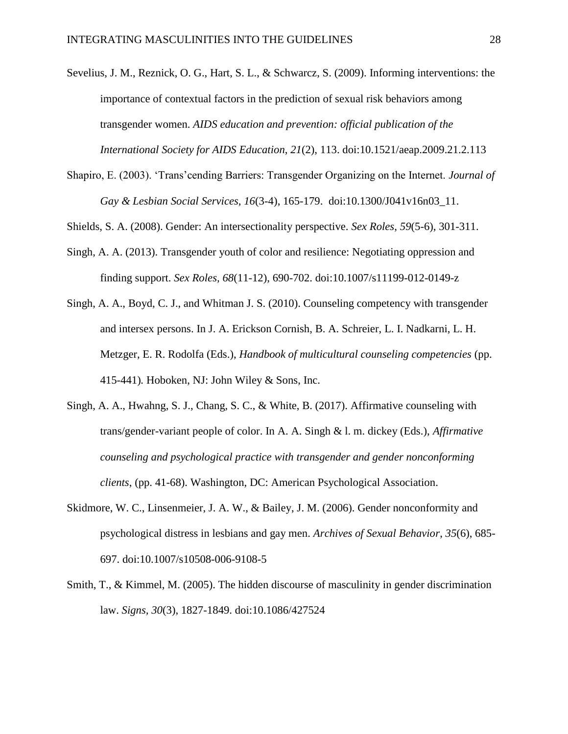Sevelius, J. M., Reznick, O. G., Hart, S. L., & Schwarcz, S. (2009). Informing interventions: the importance of contextual factors in the prediction of sexual risk behaviors among transgender women. *AIDS education and prevention: official publication of the International Society for AIDS Education*, *21*(2), 113. doi:10.1521/aeap.2009.21.2.113

Shapiro, E. (2003). 'Trans'cending Barriers: Transgender Organizing on the Internet. *Journal of Gay & Lesbian Social Services, 16*(3-4), 165-179. doi:10.1300/J041v16n03_11.

Shields, S. A. (2008). Gender: An intersectionality perspective. *Sex Roles*, *59*(5-6), 301-311.

Singh, A. A. (2013). Transgender youth of color and resilience: Negotiating oppression and finding support. *Sex Roles, 68*(11-12), 690-702. doi:10.1007/s11199-012-0149-z

Singh, A. A., Boyd, C. J., and Whitman J. S. (2010). Counseling competency with transgender and intersex persons. In J. A. Erickson Cornish, B. A. Schreier, L. I. Nadkarni, L. H. Metzger, E. R. Rodolfa (Eds.), *Handbook of multicultural counseling competencies* (pp. 415-441). Hoboken, NJ: John Wiley & Sons, Inc.

Singh, A. A., Hwahng, S. J., Chang, S. C., & White, B. (2017). Affirmative counseling with trans/gender-variant people of color. In A. A. Singh & l. m. dickey (Eds.), *Affirmative counseling and psychological practice with transgender and gender nonconforming clients*, (pp. 41-68). Washington, DC: American Psychological Association.

Skidmore, W. C., Linsenmeier, J. A. W., & Bailey, J. M. (2006). Gender nonconformity and psychological distress in lesbians and gay men. *Archives of Sexual Behavior*, *35*(6), 685-697. doi:10.1007/s10508-006-9108-5

Smith, T., & Kimmel, M. (2005). The hidden discourse of masculinity in gender discrimination law. *Signs*, *30*(3), 1827-1849. doi:10.1086/427524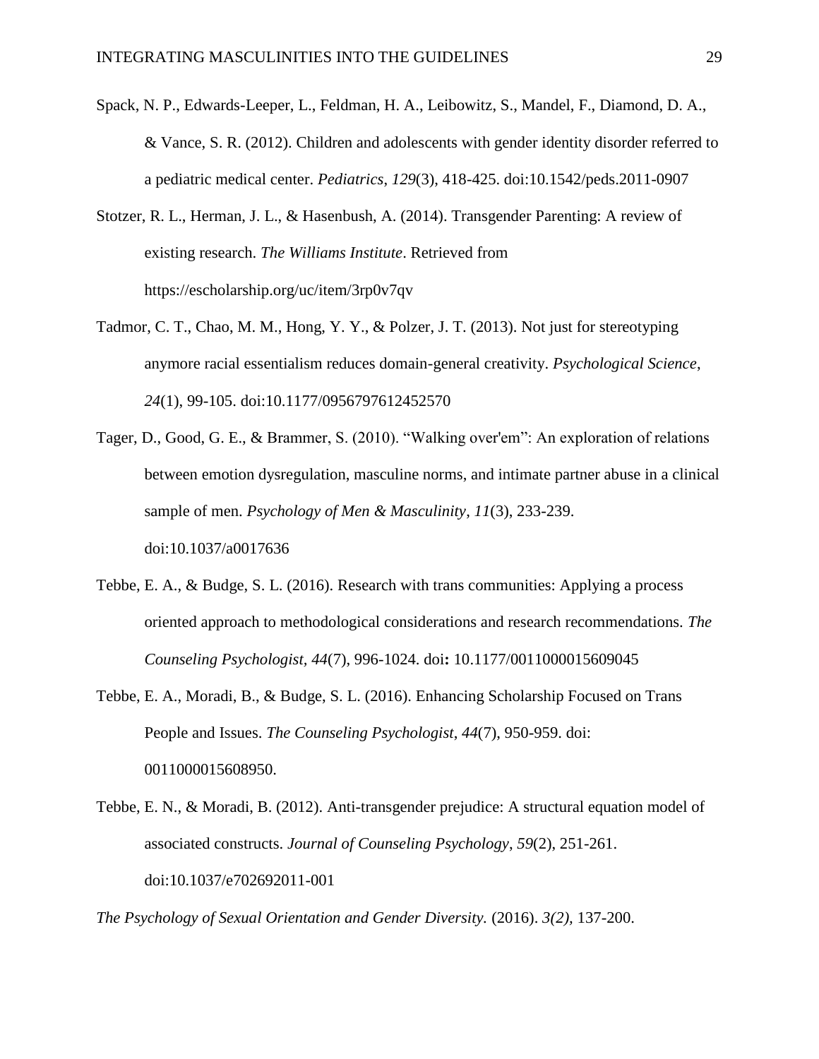Spack, N. P., Edwards-Leeper, L., Feldman, H. A., Leibowitz, S., Mandel, F., Diamond, D. A., & Vance, S. R. (2012). Children and adolescents with gender identity disorder referred to a pediatric medical center. *Pediatrics*, *129*(3), 418-425. doi:10.1542/peds.2011-0907

Stotzer, R. L., Herman, J. L., & Hasenbush, A. (2014). Transgender Parenting: A review of existing research. *The Williams Institute*. Retrieved from https://escholarship.org/uc/item/3rp0v7qv

Tadmor, C. T., Chao, M. M., Hong, Y. Y., & Polzer, J. T. (2013). Not just for stereotyping anymore racial essentialism reduces domain-general creativity. *Psychological Science*, *24*(1), 99-105. doi:10.1177/0956797612452570

Tager, D., Good, G. E., & Brammer, S. (2010). "Walking over'em": An exploration of relations between emotion dysregulation, masculine norms, and intimate partner abuse in a clinical sample of men. *Psychology of Men & Masculinity*, *11*(3), 233-239. doi:10.1037/a0017636

Tebbe, E. A., & Budge, S. L. (2016). Research with trans communities: Applying a process oriented approach to methodological considerations and research recommendations. *The Counseling Psychologist*, *44*(7), 996-1024. doi**:** 10.1177/0011000015609045

Tebbe, E. A., Moradi, B., & Budge, S. L. (2016). Enhancing Scholarship Focused on Trans People and Issues. *The Counseling Psychologist*, *44*(7), 950-959. doi: 0011000015608950.

Tebbe, E. N., & Moradi, B. (2012). Anti-transgender prejudice: A structural equation model of associated constructs. *Journal of Counseling Psychology*, *59*(2), 251-261. doi:10.1037/e702692011-001

*The Psychology of Sexual Orientation and Gender Diversity.* (2016). *3(2)*, 137-200.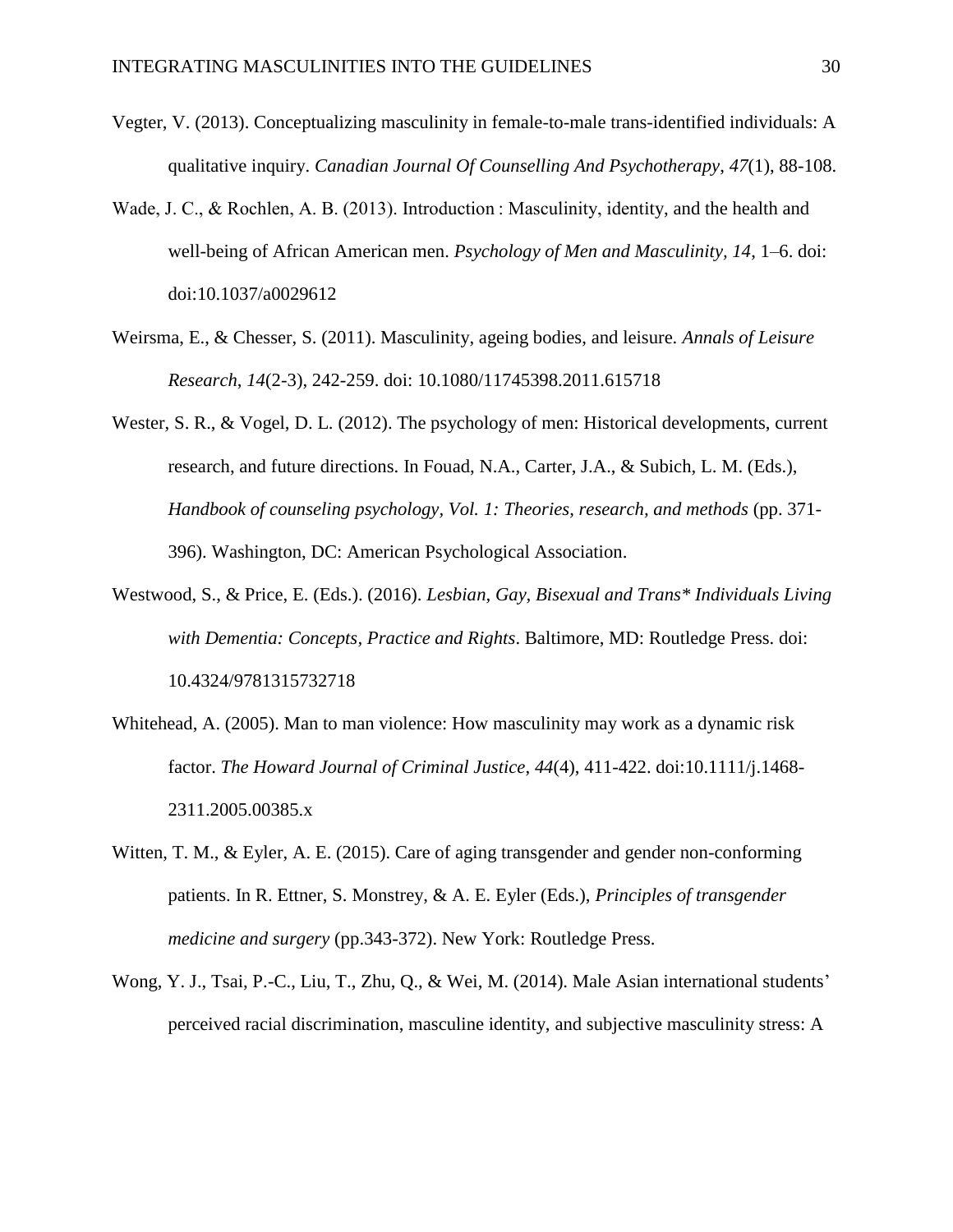Vegter, V. (2013). Conceptualizing masculinity in female-to-male trans-identified individuals: A qualitative inquiry. *Canadian Journal Of Counselling And Psychotherapy*, *47*(1), 88-108.

Wade, J. C., & Rochlen, A. B. (2013). Introduction : Masculinity, identity, and the health and well-being of African American men. *Psychology of Men and Masculinity, 14*, 1–6. doi: doi:10.1037/a0029612

Weirsma, E., & Chesser, S. (2011). Masculinity, ageing bodies, and leisure. *Annals of Leisure Research*, *14*(2-3), 242-259. doi: 10.1080/11745398.2011.615718

Wester, S. R., & Vogel, D. L. (2012). The psychology of men: Historical developments, current research, and future directions. In Fouad, N.A., Carter, J.A., & Subich, L. M. (Eds.), *Handbook of counseling psychology, Vol. 1: Theories, research, and methods* (pp. 371-396). Washington, DC: American Psychological Association.

Westwood, S., & Price, E. (Eds.). (2016). *Lesbian, Gay, Bisexual and Trans* Individuals Living with Dementia: Concepts, Practice and Rights*. Baltimore, MD: Routledge Press. doi: 10.4324/9781315732718

Whitehead, A. (2005). Man to man violence: How masculinity may work as a dynamic risk factor. *The Howard Journal of Criminal Justice*, *44*(4), 411-422. doi:10.1111/j.1468-2311.2005.00385.x

Witten, T. M., & Eyler, A. E. (2015). Care of aging transgender and gender non-conforming patients. In R. Ettner, S. Monstrey, & A. E. Eyler (Eds.), *Principles of transgender medicine and surgery* (pp.343-372). New York: Routledge Press.

Wong, Y. J., Tsai, P.-C., Liu, T., Zhu, Q., & Wei, M. (2014). Male Asian international students' perceived racial discrimination, masculine identity, and subjective masculinity stress: A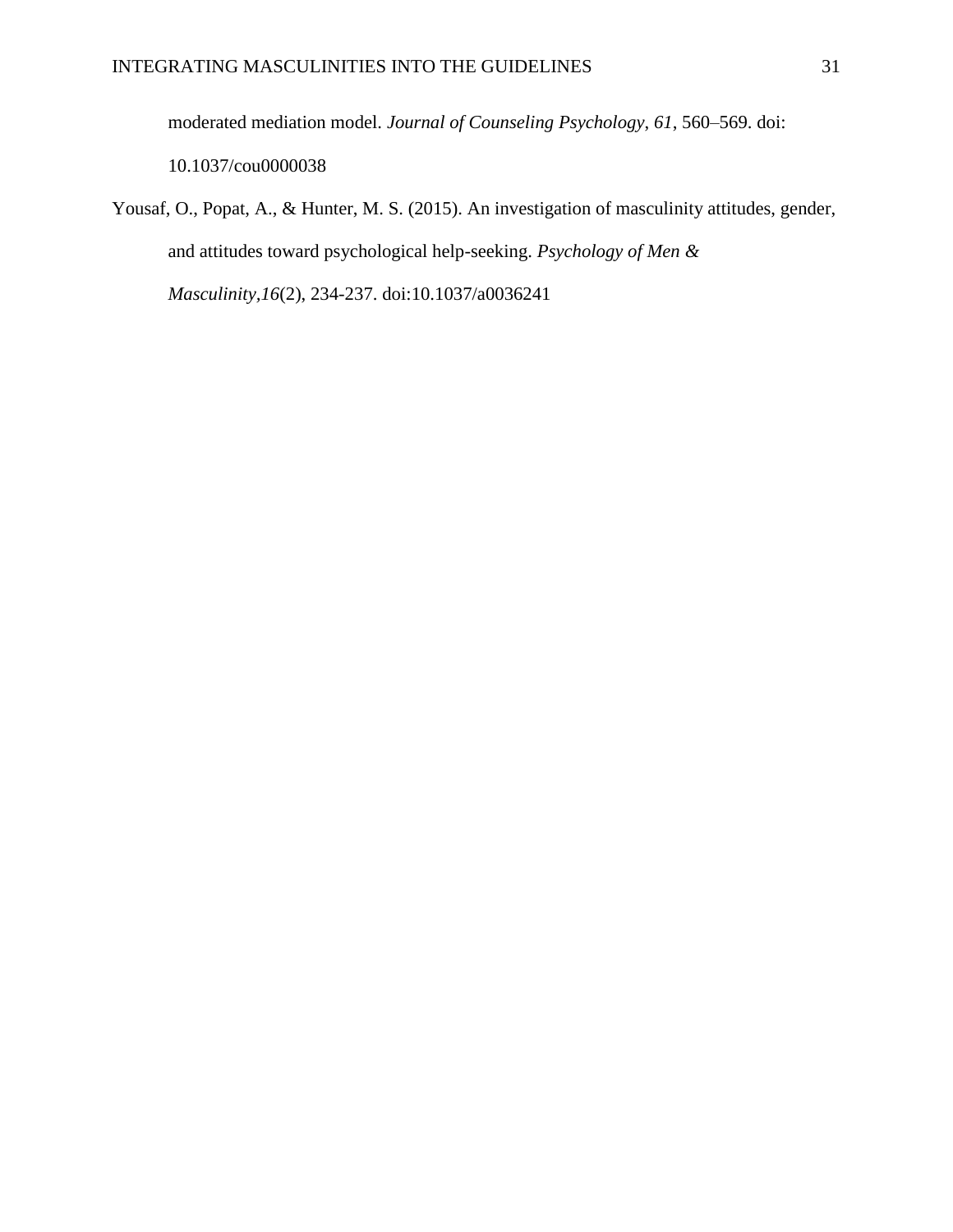moderated mediation model. *Journal of Counseling Psychology*, *61*, 560–569. doi: 10.1037/cou0000038

Yousaf, O., Popat, A., & Hunter, M. S. (2015). An investigation of masculinity attitudes, gender, and attitudes toward psychological help-seeking. *Psychology of Men & Masculinity,16*(2), 234-237. doi:10.1037/a0036241